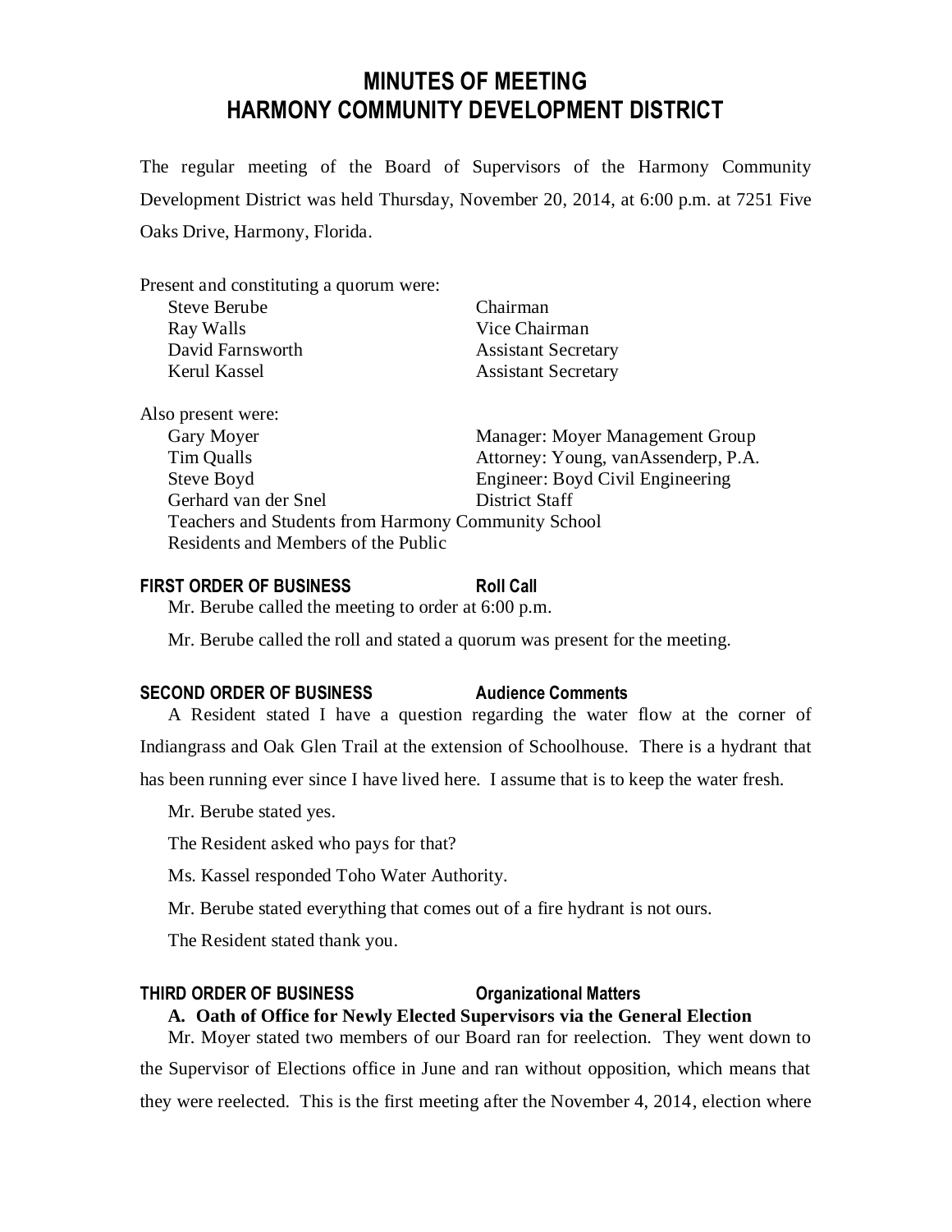# MINUTES OF MEETING
# HARMONY COMMUNITY DEVELOPMENT DISTRICT

The regular meeting of the Board of Supervisors of the Harmony Community Development District was held Thursday, November 20, 2014, at 6:00 p.m. at 7251 Five Oaks Drive, Harmony, Florida.

Present and constituting a quorum were:

| | |
|---|---|
| Steve Berube | Chairman |
| Ray Walls | Vice Chairman |
| David Farnsworth | Assistant Secretary |
| Kerul Kassel | Assistant Secretary |

Also present were:

| | |
|---|---|
| Gary Moyer | Manager: Moyer Management Group |
| Tim Qualls | Attorney: Young, vanAssenderp, P.A. |
| Steve Boyd | Engineer: Boyd Civil Engineering |
| Gerhard van der Snel | District Staff |

Teachers and Students from Harmony Community School
Residents and Members of the Public

**FIRST ORDER OF BUSINESS** **Roll Call**

Mr. Berube called the meeting to order at 6:00 p.m.

Mr. Berube called the roll and stated a quorum was present for the meeting.

**SECOND ORDER OF BUSINESS** **Audience Comments**

A Resident stated I have a question regarding the water flow at the corner of Indiangrass and Oak Glen Trail at the extension of Schoolhouse. There is a hydrant that has been running ever since I have lived here. I assume that is to keep the water fresh.

Mr. Berube stated yes.

The Resident asked who pays for that?

Ms. Kassel responded Toho Water Authority.

Mr. Berube stated everything that comes out of a fire hydrant is not ours.

The Resident stated thank you.

**THIRD ORDER OF BUSINESS** **Organizational Matters**

**A. Oath of Office for Newly Elected Supervisors via the General Election**

Mr. Moyer stated two members of our Board ran for reelection. They went down to the Supervisor of Elections office in June and ran without opposition, which means that they were reelected. This is the first meeting after the November 4, 2014, election where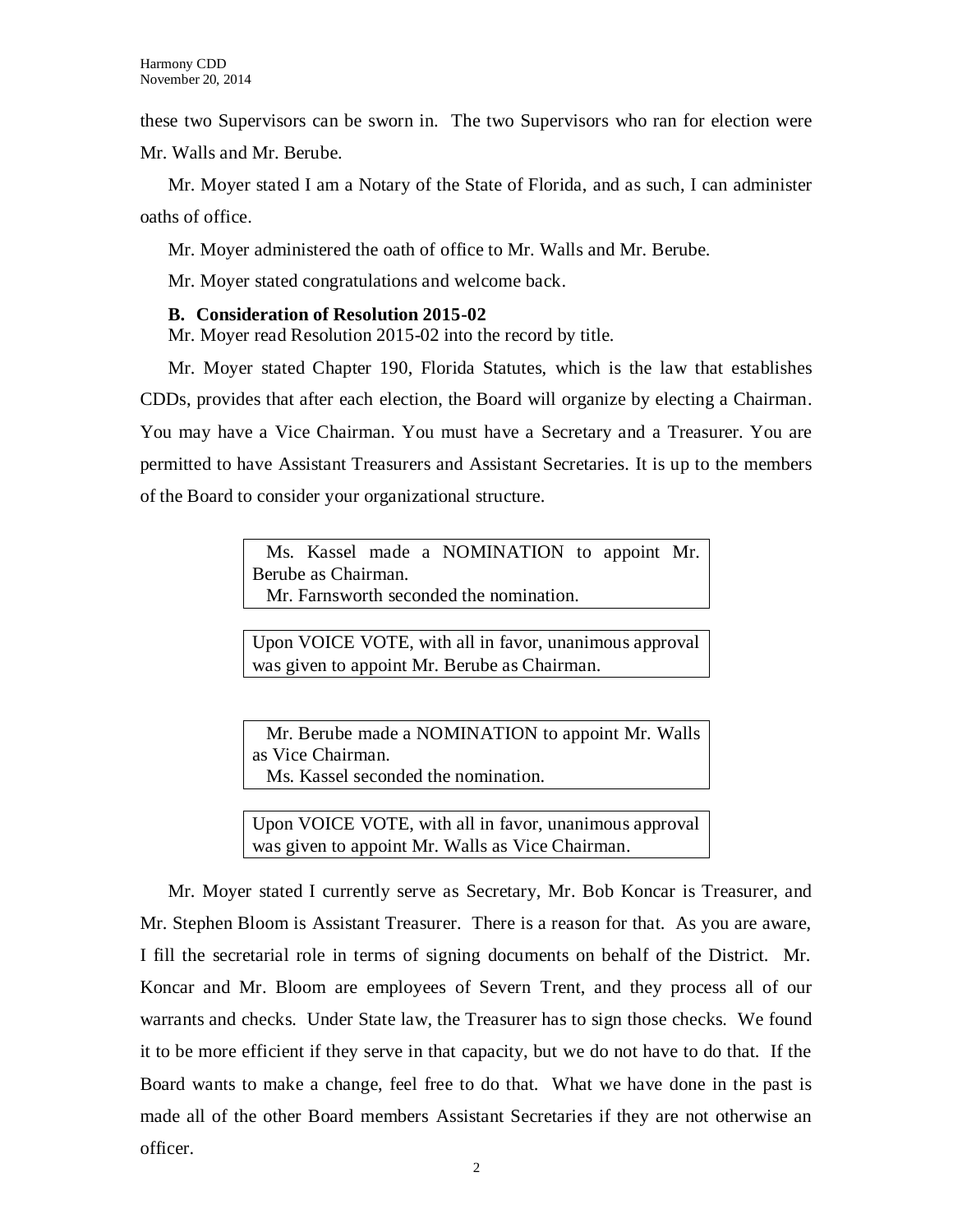these two Supervisors can be sworn in. The two Supervisors who ran for election were Mr. Walls and Mr. Berube.

Mr. Moyer stated I am a Notary of the State of Florida, and as such, I can administer oaths of office.

Mr. Moyer administered the oath of office to Mr. Walls and Mr. Berube.

Mr. Moyer stated congratulations and welcome back.

**B. Consideration of Resolution 2015-02**

Mr. Moyer read Resolution 2015-02 into the record by title.

Mr. Moyer stated Chapter 190, Florida Statutes, which is the law that establishes CDDs, provides that after each election, the Board will organize by electing a Chairman. You may have a Vice Chairman. You must have a Secretary and a Treasurer. You are permitted to have Assistant Treasurers and Assistant Secretaries. It is up to the members of the Board to consider your organizational structure.

> Ms. Kassel made a NOMINATION to appoint Mr. Berube as Chairman.
> Mr. Farnsworth seconded the nomination.

> Upon VOICE VOTE, with all in favor, unanimous approval was given to appoint Mr. Berube as Chairman.

> Mr. Berube made a NOMINATION to appoint Mr. Walls as Vice Chairman.
> Ms. Kassel seconded the nomination.

> Upon VOICE VOTE, with all in favor, unanimous approval was given to appoint Mr. Walls as Vice Chairman.

Mr. Moyer stated I currently serve as Secretary, Mr. Bob Koncar is Treasurer, and Mr. Stephen Bloom is Assistant Treasurer. There is a reason for that. As you are aware, I fill the secretarial role in terms of signing documents on behalf of the District. Mr. Koncar and Mr. Bloom are employees of Severn Trent, and they process all of our warrants and checks. Under State law, the Treasurer has to sign those checks. We found it to be more efficient if they serve in that capacity, but we do not have to do that. If the Board wants to make a change, feel free to do that. What we have done in the past is made all of the other Board members Assistant Secretaries if they are not otherwise an officer.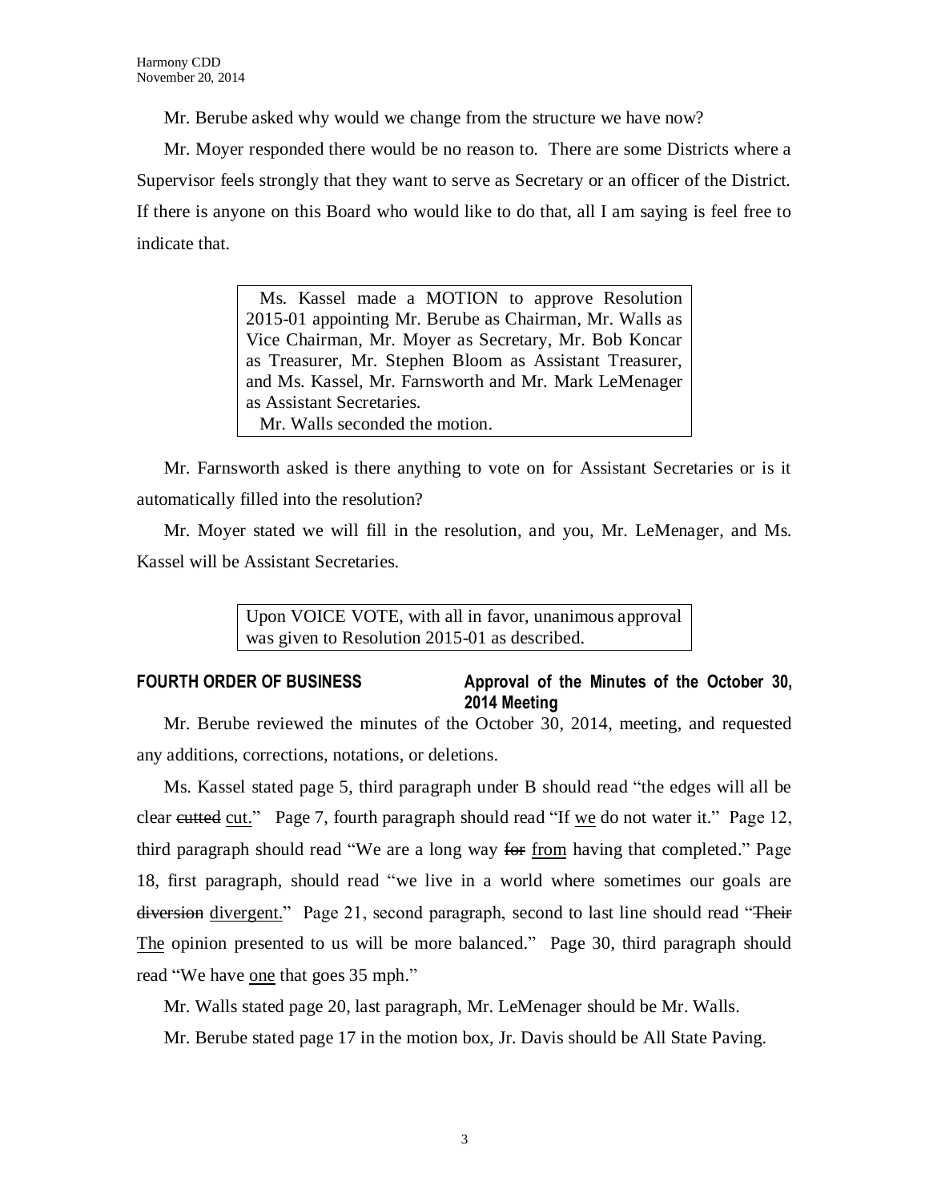Mr. Berube asked why would we change from the structure we have now?

Mr. Moyer responded there would be no reason to. There are some Districts where a Supervisor feels strongly that they want to serve as Secretary or an officer of the District. If there is anyone on this Board who would like to do that, all I am saying is feel free to indicate that.

> Ms. Kassel made a MOTION to approve Resolution 2015-01 appointing Mr. Berube as Chairman, Mr. Walls as Vice Chairman, Mr. Moyer as Secretary, Mr. Bob Koncar as Treasurer, Mr. Stephen Bloom as Assistant Treasurer, and Ms. Kassel, Mr. Farnsworth and Mr. Mark LeMenager as Assistant Secretaries.
> Mr. Walls seconded the motion.

Mr. Farnsworth asked is there anything to vote on for Assistant Secretaries or is it automatically filled into the resolution?

Mr. Moyer stated we will fill in the resolution, and you, Mr. LeMenager, and Ms. Kassel will be Assistant Secretaries.

> Upon VOICE VOTE, with all in favor, unanimous approval was given to Resolution 2015-01 as described.

**FOURTH ORDER OF BUSINESS — Approval of the Minutes of the October 30, 2014 Meeting**

Mr. Berube reviewed the minutes of the October 30, 2014, meeting, and requested any additions, corrections, notations, or deletions.

Ms. Kassel stated page 5, third paragraph under B should read "the edges will all be clear ~~cutted~~ <u>cut</u>." Page 7, fourth paragraph should read "If <u>we</u> do not water it." Page 12, third paragraph should read "We are a long way ~~for~~ <u>from</u> having that completed." Page 18, first paragraph, should read "we live in a world where sometimes our goals are ~~diversion~~ <u>divergent</u>." Page 21, second paragraph, second to last line should read "~~Their~~ <u>The</u> opinion presented to us will be more balanced." Page 30, third paragraph should read "We have <u>one</u> that goes 35 mph."

Mr. Walls stated page 20, last paragraph, Mr. LeMenager should be Mr. Walls.

Mr. Berube stated page 17 in the motion box, Jr. Davis should be All State Paving.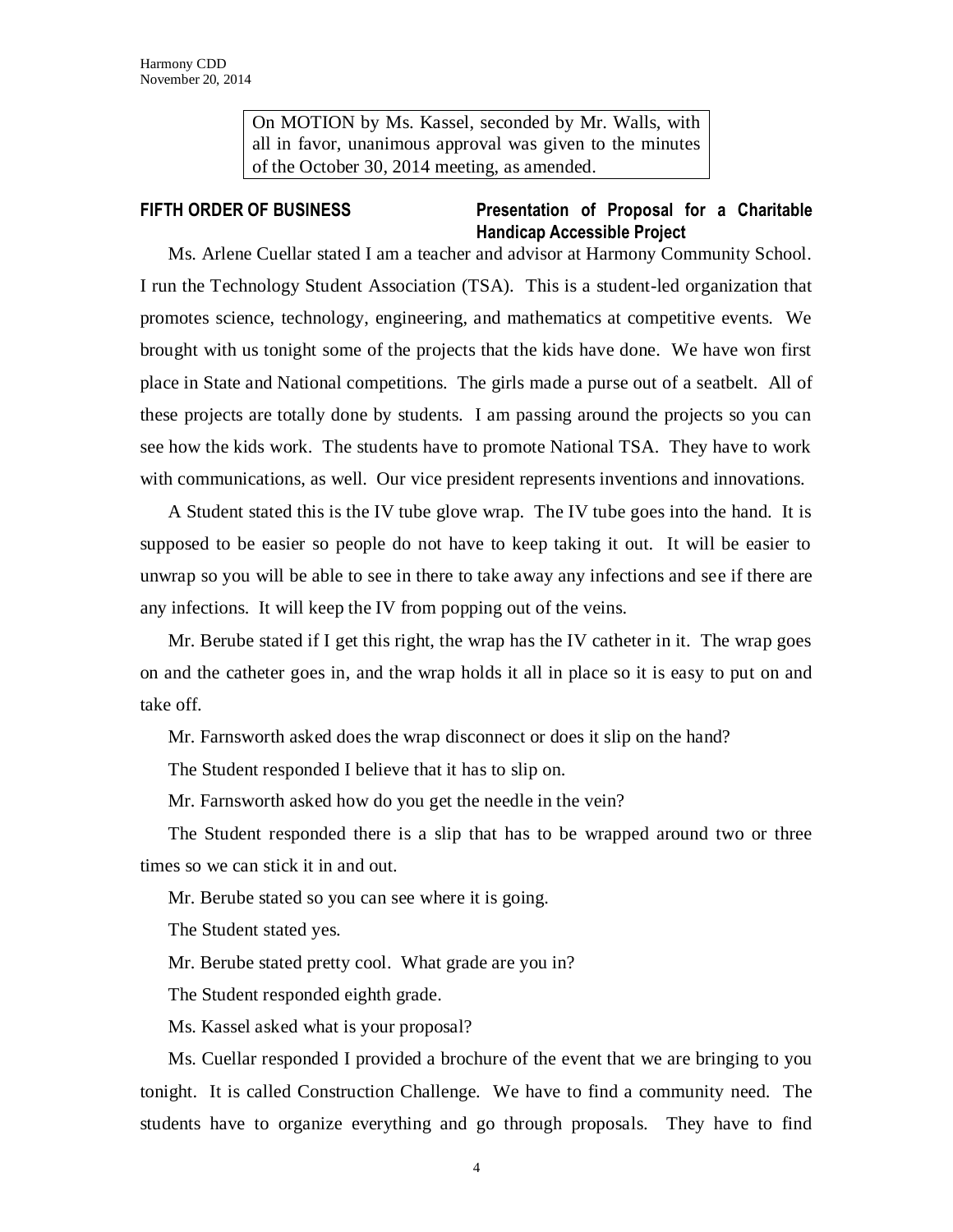On MOTION by Ms. Kassel, seconded by Mr. Walls, with all in favor, unanimous approval was given to the minutes of the October 30, 2014 meeting, as amended.

**FIFTH ORDER OF BUSINESS** **Presentation of Proposal for a Charitable Handicap Accessible Project**

Ms. Arlene Cuellar stated I am a teacher and advisor at Harmony Community School. I run the Technology Student Association (TSA). This is a student-led organization that promotes science, technology, engineering, and mathematics at competitive events. We brought with us tonight some of the projects that the kids have done. We have won first place in State and National competitions. The girls made a purse out of a seatbelt. All of these projects are totally done by students. I am passing around the projects so you can see how the kids work. The students have to promote National TSA. They have to work with communications, as well. Our vice president represents inventions and innovations.

A Student stated this is the IV tube glove wrap. The IV tube goes into the hand. It is supposed to be easier so people do not have to keep taking it out. It will be easier to unwrap so you will be able to see in there to take away any infections and see if there are any infections. It will keep the IV from popping out of the veins.

Mr. Berube stated if I get this right, the wrap has the IV catheter in it. The wrap goes on and the catheter goes in, and the wrap holds it all in place so it is easy to put on and take off.

Mr. Farnsworth asked does the wrap disconnect or does it slip on the hand?

The Student responded I believe that it has to slip on.

Mr. Farnsworth asked how do you get the needle in the vein?

The Student responded there is a slip that has to be wrapped around two or three times so we can stick it in and out.

Mr. Berube stated so you can see where it is going.

The Student stated yes.

Mr. Berube stated pretty cool. What grade are you in?

The Student responded eighth grade.

Ms. Kassel asked what is your proposal?

Ms. Cuellar responded I provided a brochure of the event that we are bringing to you tonight. It is called Construction Challenge. We have to find a community need. The students have to organize everything and go through proposals. They have to find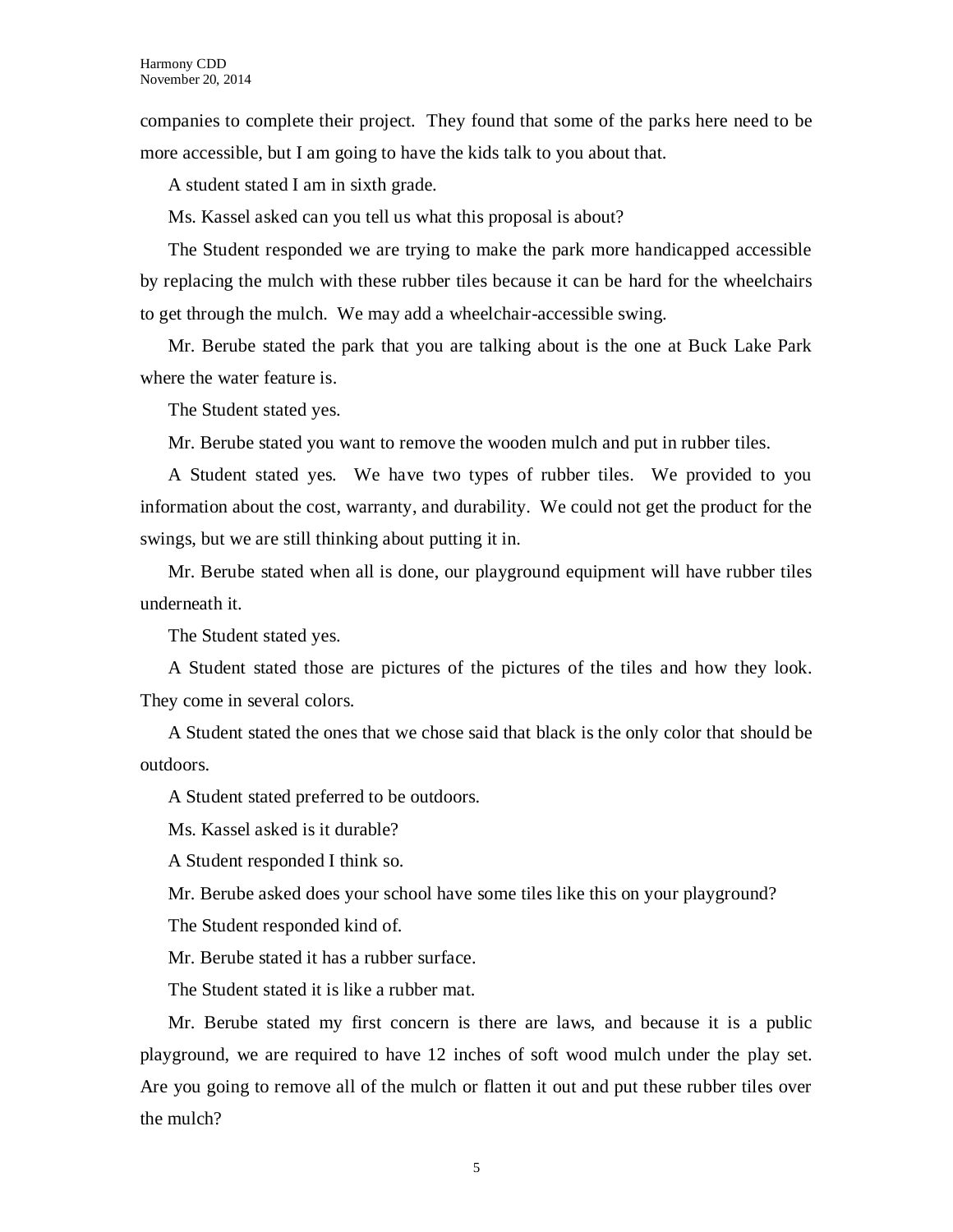companies to complete their project. They found that some of the parks here need to be more accessible, but I am going to have the kids talk to you about that.

A student stated I am in sixth grade.

Ms. Kassel asked can you tell us what this proposal is about?

The Student responded we are trying to make the park more handicapped accessible by replacing the mulch with these rubber tiles because it can be hard for the wheelchairs to get through the mulch. We may add a wheelchair-accessible swing.

Mr. Berube stated the park that you are talking about is the one at Buck Lake Park where the water feature is.

The Student stated yes.

Mr. Berube stated you want to remove the wooden mulch and put in rubber tiles.

A Student stated yes. We have two types of rubber tiles. We provided to you information about the cost, warranty, and durability. We could not get the product for the swings, but we are still thinking about putting it in.

Mr. Berube stated when all is done, our playground equipment will have rubber tiles underneath it.

The Student stated yes.

A Student stated those are pictures of the pictures of the tiles and how they look. They come in several colors.

A Student stated the ones that we chose said that black is the only color that should be outdoors.

A Student stated preferred to be outdoors.

Ms. Kassel asked is it durable?

A Student responded I think so.

Mr. Berube asked does your school have some tiles like this on your playground?

The Student responded kind of.

Mr. Berube stated it has a rubber surface.

The Student stated it is like a rubber mat.

Mr. Berube stated my first concern is there are laws, and because it is a public playground, we are required to have 12 inches of soft wood mulch under the play set. Are you going to remove all of the mulch or flatten it out and put these rubber tiles over the mulch?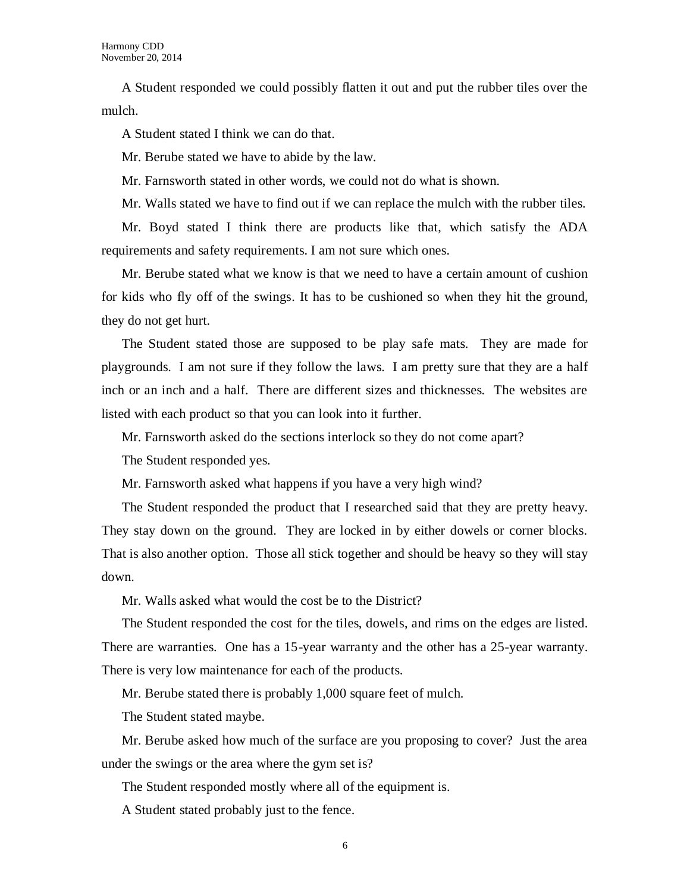A Student responded we could possibly flatten it out and put the rubber tiles over the mulch.

A Student stated I think we can do that.

Mr. Berube stated we have to abide by the law.

Mr. Farnsworth stated in other words, we could not do what is shown.

Mr. Walls stated we have to find out if we can replace the mulch with the rubber tiles.

Mr. Boyd stated I think there are products like that, which satisfy the ADA requirements and safety requirements. I am not sure which ones.

Mr. Berube stated what we know is that we need to have a certain amount of cushion for kids who fly off of the swings. It has to be cushioned so when they hit the ground, they do not get hurt.

The Student stated those are supposed to be play safe mats. They are made for playgrounds. I am not sure if they follow the laws. I am pretty sure that they are a half inch or an inch and a half. There are different sizes and thicknesses. The websites are listed with each product so that you can look into it further.

Mr. Farnsworth asked do the sections interlock so they do not come apart?

The Student responded yes.

Mr. Farnsworth asked what happens if you have a very high wind?

The Student responded the product that I researched said that they are pretty heavy. They stay down on the ground. They are locked in by either dowels or corner blocks. That is also another option. Those all stick together and should be heavy so they will stay down.

Mr. Walls asked what would the cost be to the District?

The Student responded the cost for the tiles, dowels, and rims on the edges are listed. There are warranties. One has a 15-year warranty and the other has a 25-year warranty. There is very low maintenance for each of the products.

Mr. Berube stated there is probably 1,000 square feet of mulch.

The Student stated maybe.

Mr. Berube asked how much of the surface are you proposing to cover? Just the area under the swings or the area where the gym set is?

The Student responded mostly where all of the equipment is.

A Student stated probably just to the fence.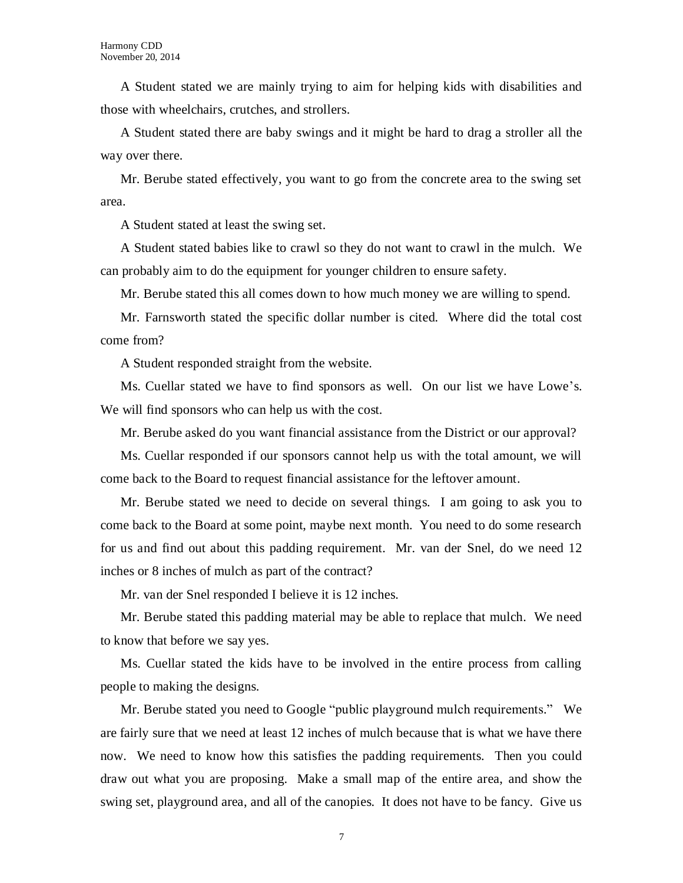A Student stated we are mainly trying to aim for helping kids with disabilities and those with wheelchairs, crutches, and strollers.

A Student stated there are baby swings and it might be hard to drag a stroller all the way over there.

Mr. Berube stated effectively, you want to go from the concrete area to the swing set area.

A Student stated at least the swing set.

A Student stated babies like to crawl so they do not want to crawl in the mulch. We can probably aim to do the equipment for younger children to ensure safety.

Mr. Berube stated this all comes down to how much money we are willing to spend.

Mr. Farnsworth stated the specific dollar number is cited. Where did the total cost come from?

A Student responded straight from the website.

Ms. Cuellar stated we have to find sponsors as well. On our list we have Lowe's. We will find sponsors who can help us with the cost.

Mr. Berube asked do you want financial assistance from the District or our approval?

Ms. Cuellar responded if our sponsors cannot help us with the total amount, we will come back to the Board to request financial assistance for the leftover amount.

Mr. Berube stated we need to decide on several things. I am going to ask you to come back to the Board at some point, maybe next month. You need to do some research for us and find out about this padding requirement. Mr. van der Snel, do we need 12 inches or 8 inches of mulch as part of the contract?

Mr. van der Snel responded I believe it is 12 inches.

Mr. Berube stated this padding material may be able to replace that mulch. We need to know that before we say yes.

Ms. Cuellar stated the kids have to be involved in the entire process from calling people to making the designs.

Mr. Berube stated you need to Google "public playground mulch requirements." We are fairly sure that we need at least 12 inches of mulch because that is what we have there now. We need to know how this satisfies the padding requirements. Then you could draw out what you are proposing. Make a small map of the entire area, and show the swing set, playground area, and all of the canopies. It does not have to be fancy. Give us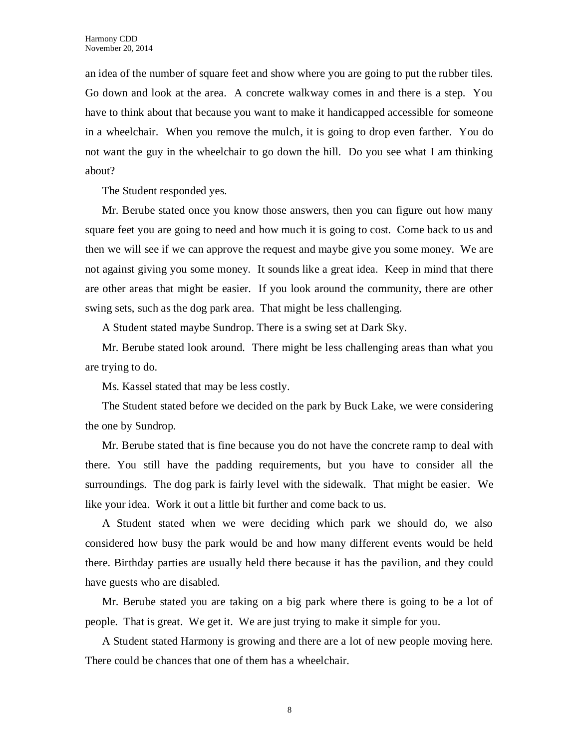an idea of the number of square feet and show where you are going to put the rubber tiles. Go down and look at the area. A concrete walkway comes in and there is a step. You have to think about that because you want to make it handicapped accessible for someone in a wheelchair. When you remove the mulch, it is going to drop even farther. You do not want the guy in the wheelchair to go down the hill. Do you see what I am thinking about?

The Student responded yes.

Mr. Berube stated once you know those answers, then you can figure out how many square feet you are going to need and how much it is going to cost. Come back to us and then we will see if we can approve the request and maybe give you some money. We are not against giving you some money. It sounds like a great idea. Keep in mind that there are other areas that might be easier. If you look around the community, there are other swing sets, such as the dog park area. That might be less challenging.

A Student stated maybe Sundrop. There is a swing set at Dark Sky.

Mr. Berube stated look around. There might be less challenging areas than what you are trying to do.

Ms. Kassel stated that may be less costly.

The Student stated before we decided on the park by Buck Lake, we were considering the one by Sundrop.

Mr. Berube stated that is fine because you do not have the concrete ramp to deal with there. You still have the padding requirements, but you have to consider all the surroundings. The dog park is fairly level with the sidewalk. That might be easier. We like your idea. Work it out a little bit further and come back to us.

A Student stated when we were deciding which park we should do, we also considered how busy the park would be and how many different events would be held there. Birthday parties are usually held there because it has the pavilion, and they could have guests who are disabled.

Mr. Berube stated you are taking on a big park where there is going to be a lot of people. That is great. We get it. We are just trying to make it simple for you.

A Student stated Harmony is growing and there are a lot of new people moving here. There could be chances that one of them has a wheelchair.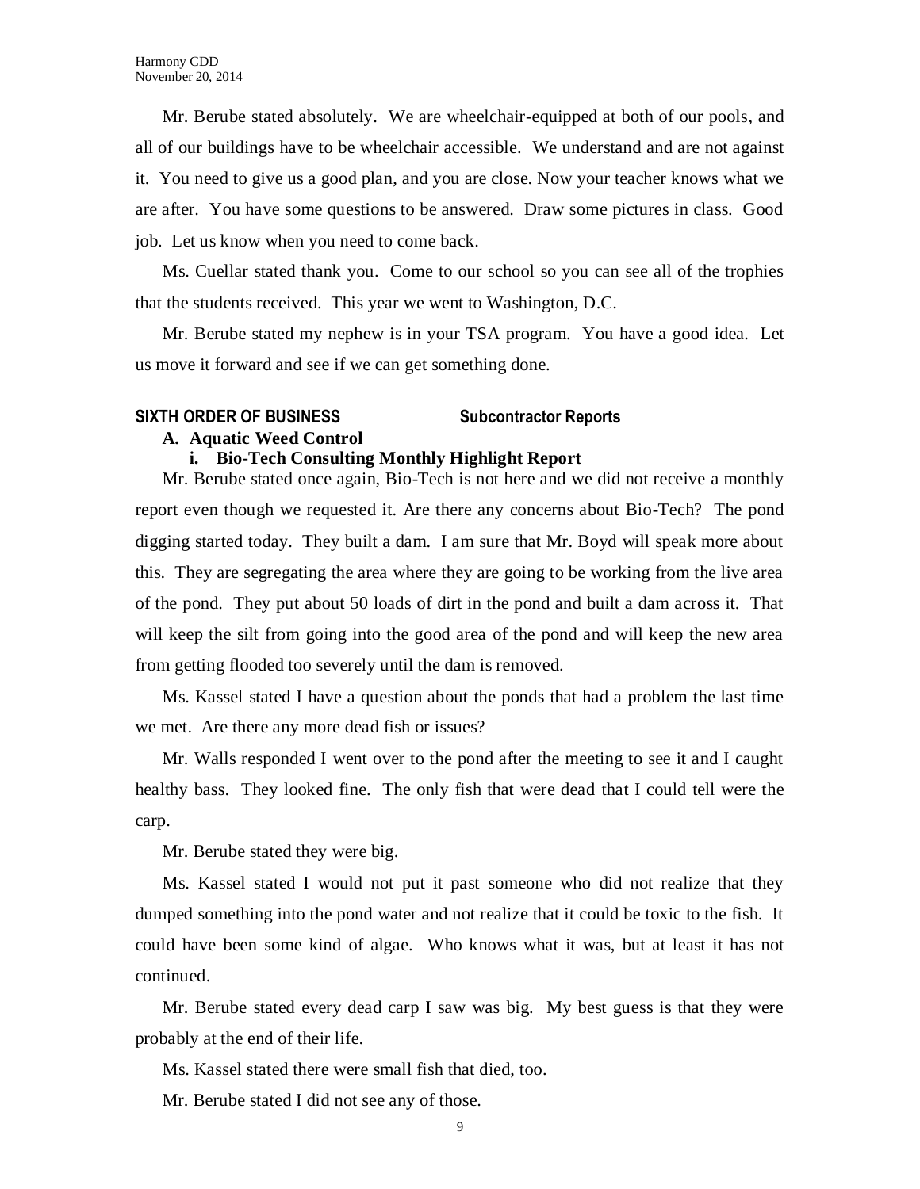Mr. Berube stated absolutely. We are wheelchair-equipped at both of our pools, and all of our buildings have to be wheelchair accessible. We understand and are not against it. You need to give us a good plan, and you are close. Now your teacher knows what we are after. You have some questions to be answered. Draw some pictures in class. Good job. Let us know when you need to come back.

Ms. Cuellar stated thank you. Come to our school so you can see all of the trophies that the students received. This year we went to Washington, D.C.

Mr. Berube stated my nephew is in your TSA program. You have a good idea. Let us move it forward and see if we can get something done.

**SIXTH ORDER OF BUSINESS Subcontractor Reports**

**A. Aquatic Weed Control**

**i. Bio-Tech Consulting Monthly Highlight Report**

Mr. Berube stated once again, Bio-Tech is not here and we did not receive a monthly report even though we requested it. Are there any concerns about Bio-Tech? The pond digging started today. They built a dam. I am sure that Mr. Boyd will speak more about this. They are segregating the area where they are going to be working from the live area of the pond. They put about 50 loads of dirt in the pond and built a dam across it. That will keep the silt from going into the good area of the pond and will keep the new area from getting flooded too severely until the dam is removed.

Ms. Kassel stated I have a question about the ponds that had a problem the last time we met. Are there any more dead fish or issues?

Mr. Walls responded I went over to the pond after the meeting to see it and I caught healthy bass. They looked fine. The only fish that were dead that I could tell were the carp.

Mr. Berube stated they were big.

Ms. Kassel stated I would not put it past someone who did not realize that they dumped something into the pond water and not realize that it could be toxic to the fish. It could have been some kind of algae. Who knows what it was, but at least it has not continued.

Mr. Berube stated every dead carp I saw was big. My best guess is that they were probably at the end of their life.

Ms. Kassel stated there were small fish that died, too.

Mr. Berube stated I did not see any of those.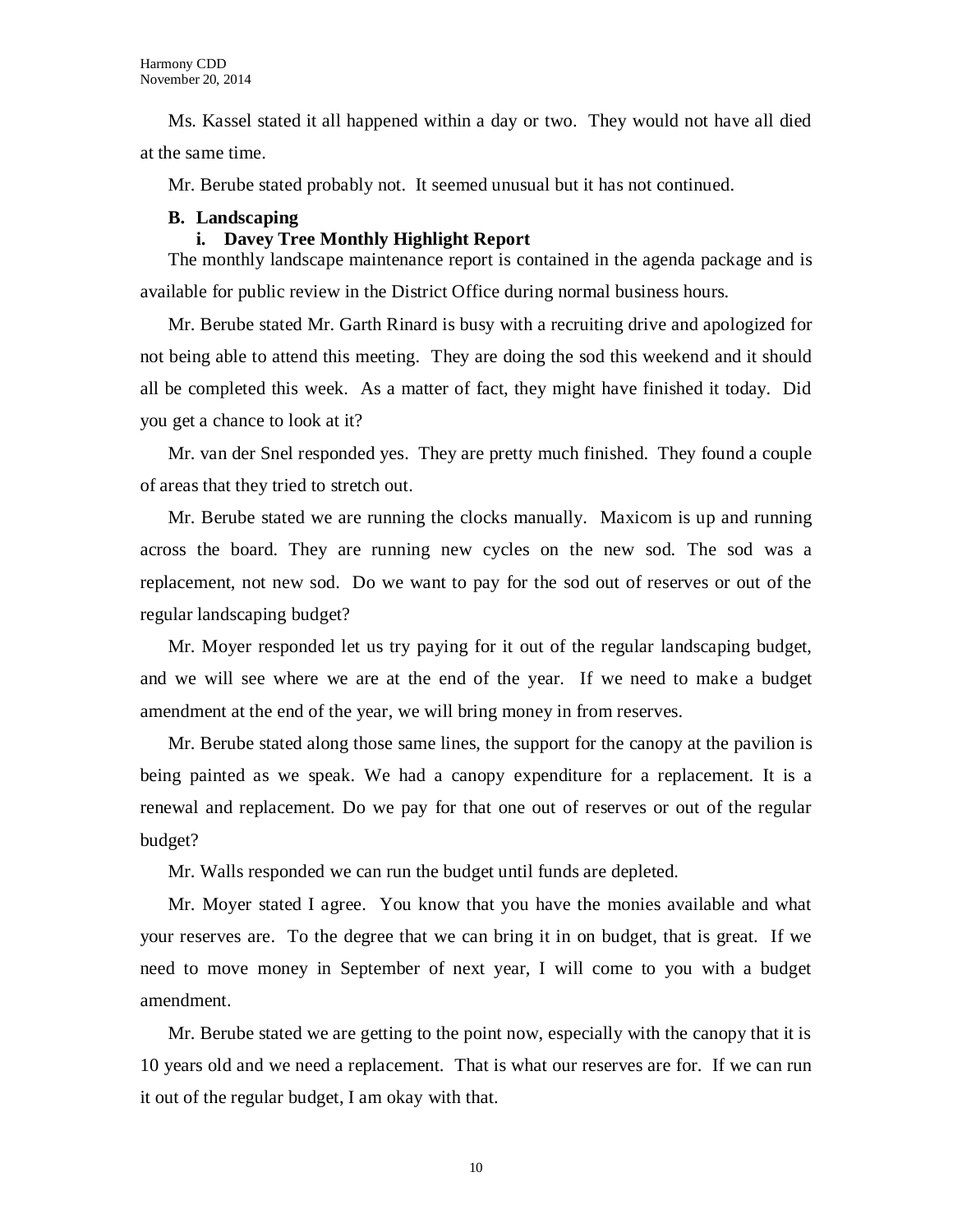Ms. Kassel stated it all happened within a day or two. They would not have all died at the same time.

Mr. Berube stated probably not. It seemed unusual but it has not continued.

**B. Landscaping**

**i. Davey Tree Monthly Highlight Report**

The monthly landscape maintenance report is contained in the agenda package and is available for public review in the District Office during normal business hours.

Mr. Berube stated Mr. Garth Rinard is busy with a recruiting drive and apologized for not being able to attend this meeting. They are doing the sod this weekend and it should all be completed this week. As a matter of fact, they might have finished it today. Did you get a chance to look at it?

Mr. van der Snel responded yes. They are pretty much finished. They found a couple of areas that they tried to stretch out.

Mr. Berube stated we are running the clocks manually. Maxicom is up and running across the board. They are running new cycles on the new sod. The sod was a replacement, not new sod. Do we want to pay for the sod out of reserves or out of the regular landscaping budget?

Mr. Moyer responded let us try paying for it out of the regular landscaping budget, and we will see where we are at the end of the year. If we need to make a budget amendment at the end of the year, we will bring money in from reserves.

Mr. Berube stated along those same lines, the support for the canopy at the pavilion is being painted as we speak. We had a canopy expenditure for a replacement. It is a renewal and replacement. Do we pay for that one out of reserves or out of the regular budget?

Mr. Walls responded we can run the budget until funds are depleted.

Mr. Moyer stated I agree. You know that you have the monies available and what your reserves are. To the degree that we can bring it in on budget, that is great. If we need to move money in September of next year, I will come to you with a budget amendment.

Mr. Berube stated we are getting to the point now, especially with the canopy that it is 10 years old and we need a replacement. That is what our reserves are for. If we can run it out of the regular budget, I am okay with that.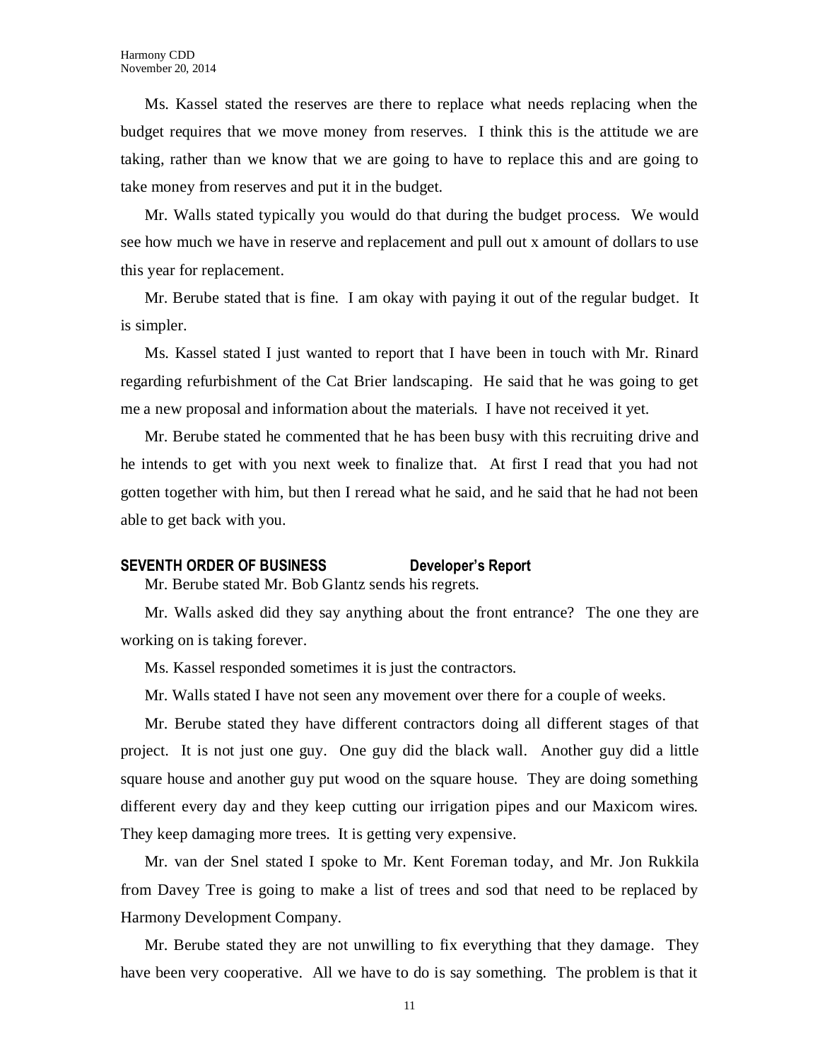Ms. Kassel stated the reserves are there to replace what needs replacing when the budget requires that we move money from reserves. I think this is the attitude we are taking, rather than we know that we are going to have to replace this and are going to take money from reserves and put it in the budget.

Mr. Walls stated typically you would do that during the budget process. We would see how much we have in reserve and replacement and pull out x amount of dollars to use this year for replacement.

Mr. Berube stated that is fine. I am okay with paying it out of the regular budget. It is simpler.

Ms. Kassel stated I just wanted to report that I have been in touch with Mr. Rinard regarding refurbishment of the Cat Brier landscaping. He said that he was going to get me a new proposal and information about the materials. I have not received it yet.

Mr. Berube stated he commented that he has been busy with this recruiting drive and he intends to get with you next week to finalize that. At first I read that you had not gotten together with him, but then I reread what he said, and he said that he had not been able to get back with you.

## SEVENTH ORDER OF BUSINESS Developer's Report

Mr. Berube stated Mr. Bob Glantz sends his regrets.

Mr. Walls asked did they say anything about the front entrance? The one they are working on is taking forever.

Ms. Kassel responded sometimes it is just the contractors.

Mr. Walls stated I have not seen any movement over there for a couple of weeks.

Mr. Berube stated they have different contractors doing all different stages of that project. It is not just one guy. One guy did the black wall. Another guy did a little square house and another guy put wood on the square house. They are doing something different every day and they keep cutting our irrigation pipes and our Maxicom wires. They keep damaging more trees. It is getting very expensive.

Mr. van der Snel stated I spoke to Mr. Kent Foreman today, and Mr. Jon Rukkila from Davey Tree is going to make a list of trees and sod that need to be replaced by Harmony Development Company.

Mr. Berube stated they are not unwilling to fix everything that they damage. They have been very cooperative. All we have to do is say something. The problem is that it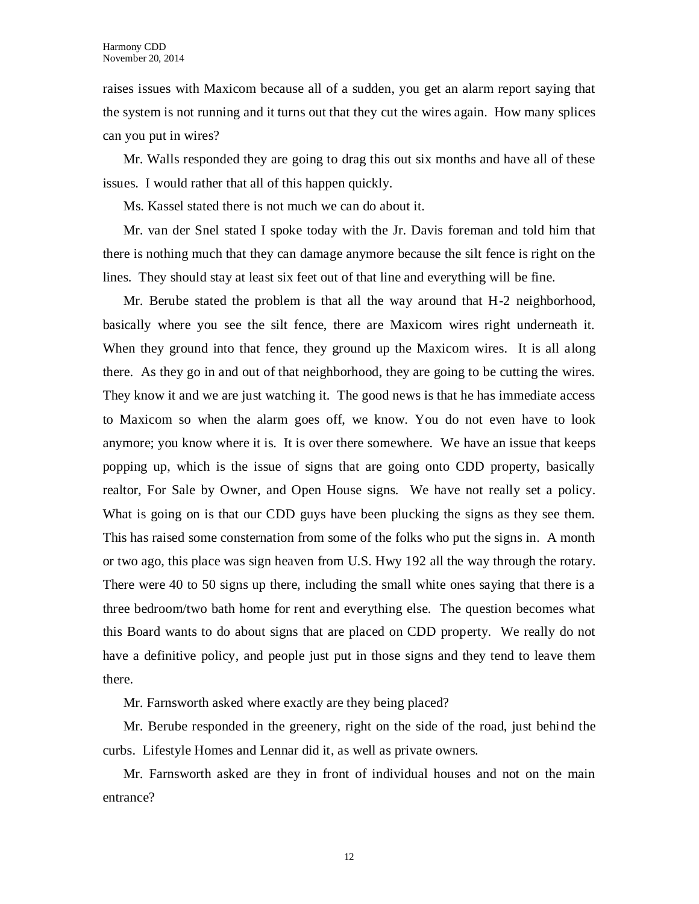raises issues with Maxicom because all of a sudden, you get an alarm report saying that the system is not running and it turns out that they cut the wires again. How many splices can you put in wires?

Mr. Walls responded they are going to drag this out six months and have all of these issues. I would rather that all of this happen quickly.

Ms. Kassel stated there is not much we can do about it.

Mr. van der Snel stated I spoke today with the Jr. Davis foreman and told him that there is nothing much that they can damage anymore because the silt fence is right on the lines. They should stay at least six feet out of that line and everything will be fine.

Mr. Berube stated the problem is that all the way around that H-2 neighborhood, basically where you see the silt fence, there are Maxicom wires right underneath it. When they ground into that fence, they ground up the Maxicom wires. It is all along there. As they go in and out of that neighborhood, they are going to be cutting the wires. They know it and we are just watching it. The good news is that he has immediate access to Maxicom so when the alarm goes off, we know. You do not even have to look anymore; you know where it is. It is over there somewhere. We have an issue that keeps popping up, which is the issue of signs that are going onto CDD property, basically realtor, For Sale by Owner, and Open House signs. We have not really set a policy. What is going on is that our CDD guys have been plucking the signs as they see them. This has raised some consternation from some of the folks who put the signs in. A month or two ago, this place was sign heaven from U.S. Hwy 192 all the way through the rotary. There were 40 to 50 signs up there, including the small white ones saying that there is a three bedroom/two bath home for rent and everything else. The question becomes what this Board wants to do about signs that are placed on CDD property. We really do not have a definitive policy, and people just put in those signs and they tend to leave them there.

Mr. Farnsworth asked where exactly are they being placed?

Mr. Berube responded in the greenery, right on the side of the road, just behind the curbs. Lifestyle Homes and Lennar did it, as well as private owners.

Mr. Farnsworth asked are they in front of individual houses and not on the main entrance?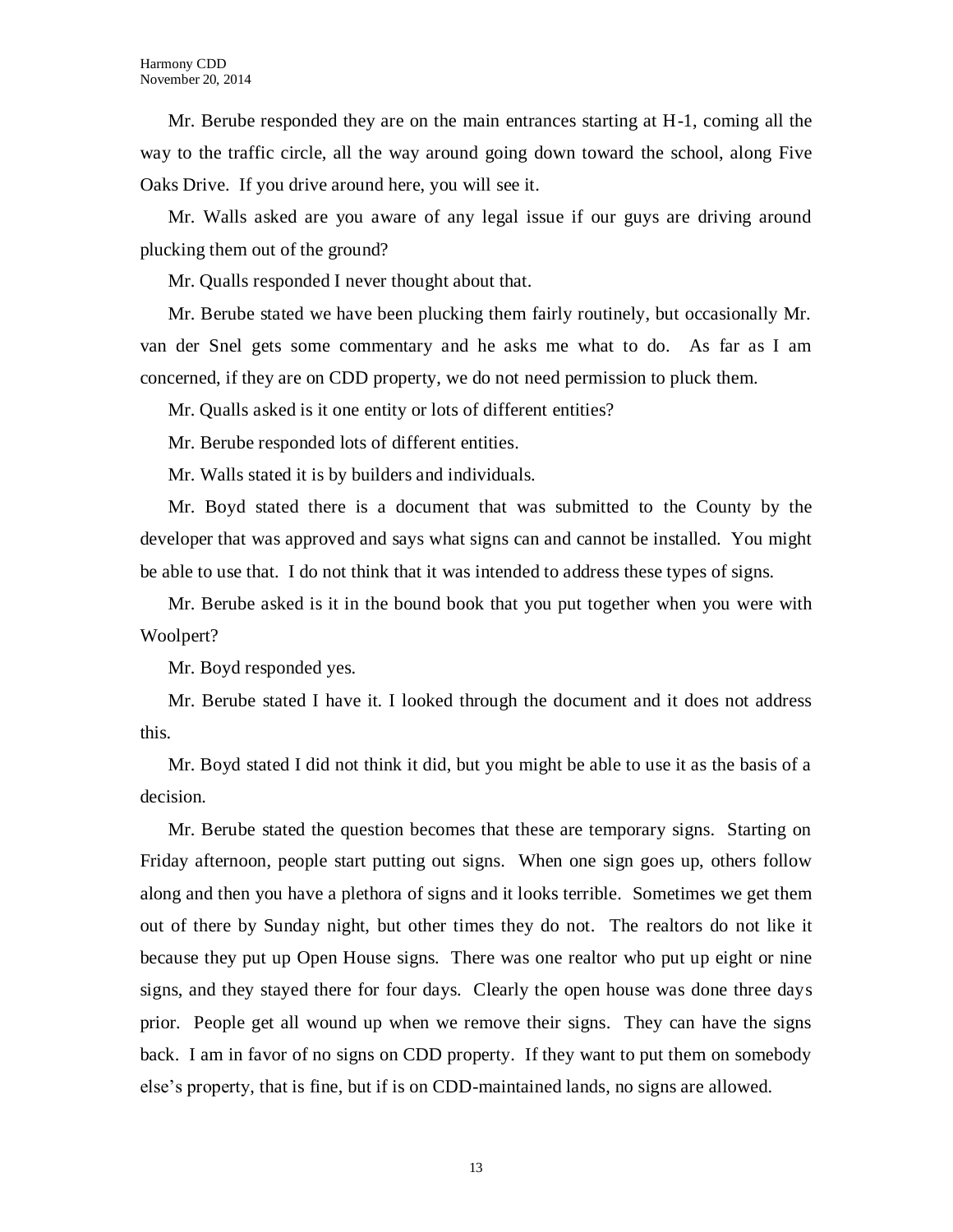Mr. Berube responded they are on the main entrances starting at H-1, coming all the way to the traffic circle, all the way around going down toward the school, along Five Oaks Drive. If you drive around here, you will see it.

Mr. Walls asked are you aware of any legal issue if our guys are driving around plucking them out of the ground?

Mr. Qualls responded I never thought about that.

Mr. Berube stated we have been plucking them fairly routinely, but occasionally Mr. van der Snel gets some commentary and he asks me what to do. As far as I am concerned, if they are on CDD property, we do not need permission to pluck them.

Mr. Qualls asked is it one entity or lots of different entities?

Mr. Berube responded lots of different entities.

Mr. Walls stated it is by builders and individuals.

Mr. Boyd stated there is a document that was submitted to the County by the developer that was approved and says what signs can and cannot be installed. You might be able to use that. I do not think that it was intended to address these types of signs.

Mr. Berube asked is it in the bound book that you put together when you were with Woolpert?

Mr. Boyd responded yes.

Mr. Berube stated I have it. I looked through the document and it does not address this.

Mr. Boyd stated I did not think it did, but you might be able to use it as the basis of a decision.

Mr. Berube stated the question becomes that these are temporary signs. Starting on Friday afternoon, people start putting out signs. When one sign goes up, others follow along and then you have a plethora of signs and it looks terrible. Sometimes we get them out of there by Sunday night, but other times they do not. The realtors do not like it because they put up Open House signs. There was one realtor who put up eight or nine signs, and they stayed there for four days. Clearly the open house was done three days prior. People get all wound up when we remove their signs. They can have the signs back. I am in favor of no signs on CDD property. If they want to put them on somebody else's property, that is fine, but if is on CDD-maintained lands, no signs are allowed.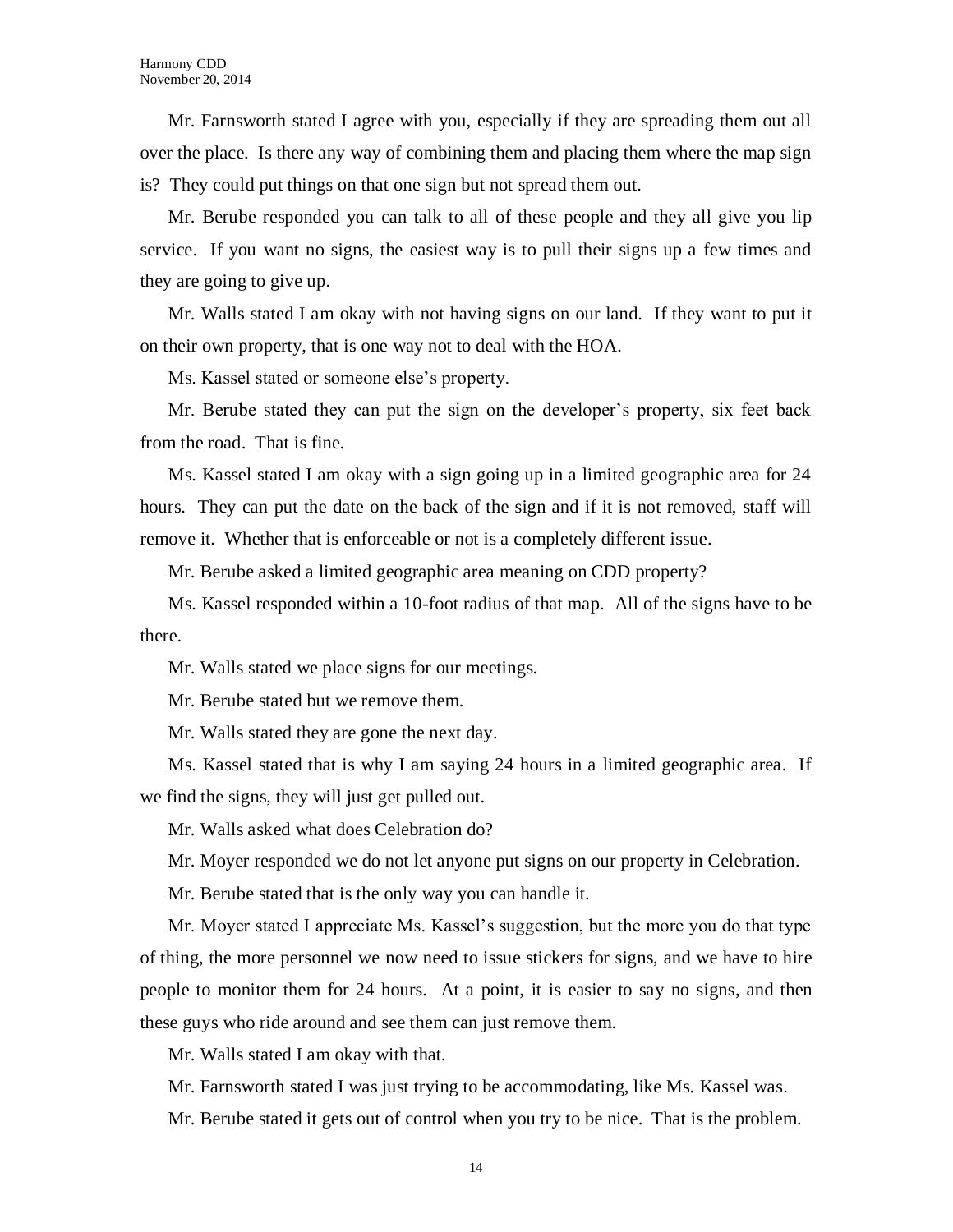Mr. Farnsworth stated I agree with you, especially if they are spreading them out all over the place. Is there any way of combining them and placing them where the map sign is? They could put things on that one sign but not spread them out.

Mr. Berube responded you can talk to all of these people and they all give you lip service. If you want no signs, the easiest way is to pull their signs up a few times and they are going to give up.

Mr. Walls stated I am okay with not having signs on our land. If they want to put it on their own property, that is one way not to deal with the HOA.

Ms. Kassel stated or someone else's property.

Mr. Berube stated they can put the sign on the developer's property, six feet back from the road. That is fine.

Ms. Kassel stated I am okay with a sign going up in a limited geographic area for 24 hours. They can put the date on the back of the sign and if it is not removed, staff will remove it. Whether that is enforceable or not is a completely different issue.

Mr. Berube asked a limited geographic area meaning on CDD property?

Ms. Kassel responded within a 10-foot radius of that map. All of the signs have to be there.

Mr. Walls stated we place signs for our meetings.

Mr. Berube stated but we remove them.

Mr. Walls stated they are gone the next day.

Ms. Kassel stated that is why I am saying 24 hours in a limited geographic area. If we find the signs, they will just get pulled out.

Mr. Walls asked what does Celebration do?

Mr. Moyer responded we do not let anyone put signs on our property in Celebration.

Mr. Berube stated that is the only way you can handle it.

Mr. Moyer stated I appreciate Ms. Kassel's suggestion, but the more you do that type of thing, the more personnel we now need to issue stickers for signs, and we have to hire people to monitor them for 24 hours. At a point, it is easier to say no signs, and then these guys who ride around and see them can just remove them.

Mr. Walls stated I am okay with that.

Mr. Farnsworth stated I was just trying to be accommodating, like Ms. Kassel was.

Mr. Berube stated it gets out of control when you try to be nice. That is the problem.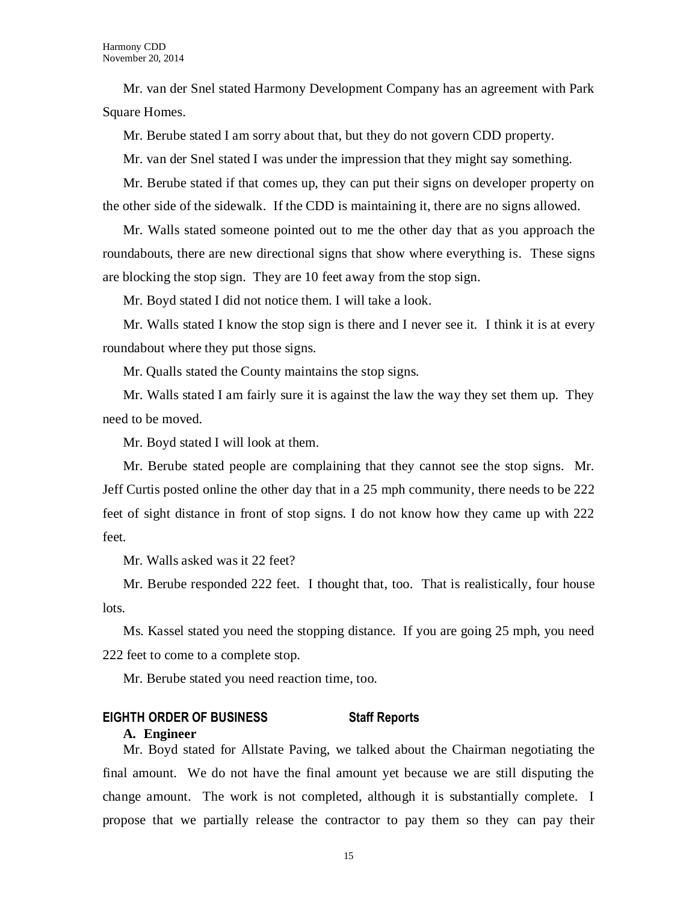Mr. van der Snel stated Harmony Development Company has an agreement with Park Square Homes.

Mr. Berube stated I am sorry about that, but they do not govern CDD property.

Mr. van der Snel stated I was under the impression that they might say something.

Mr. Berube stated if that comes up, they can put their signs on developer property on the other side of the sidewalk. If the CDD is maintaining it, there are no signs allowed.

Mr. Walls stated someone pointed out to me the other day that as you approach the roundabouts, there are new directional signs that show where everything is. These signs are blocking the stop sign. They are 10 feet away from the stop sign.

Mr. Boyd stated I did not notice them. I will take a look.

Mr. Walls stated I know the stop sign is there and I never see it. I think it is at every roundabout where they put those signs.

Mr. Qualls stated the County maintains the stop signs.

Mr. Walls stated I am fairly sure it is against the law the way they set them up. They need to be moved.

Mr. Boyd stated I will look at them.

Mr. Berube stated people are complaining that they cannot see the stop signs. Mr. Jeff Curtis posted online the other day that in a 25 mph community, there needs to be 222 feet of sight distance in front of stop signs. I do not know how they came up with 222 feet.

Mr. Walls asked was it 22 feet?

Mr. Berube responded 222 feet. I thought that, too. That is realistically, four house lots.

Ms. Kassel stated you need the stopping distance. If you are going 25 mph, you need 222 feet to come to a complete stop.

Mr. Berube stated you need reaction time, too.

## EIGHTH ORDER OF BUSINESS Staff Reports

### A. Engineer

Mr. Boyd stated for Allstate Paving, we talked about the Chairman negotiating the final amount. We do not have the final amount yet because we are still disputing the change amount. The work is not completed, although it is substantially complete. I propose that we partially release the contractor to pay them so they can pay their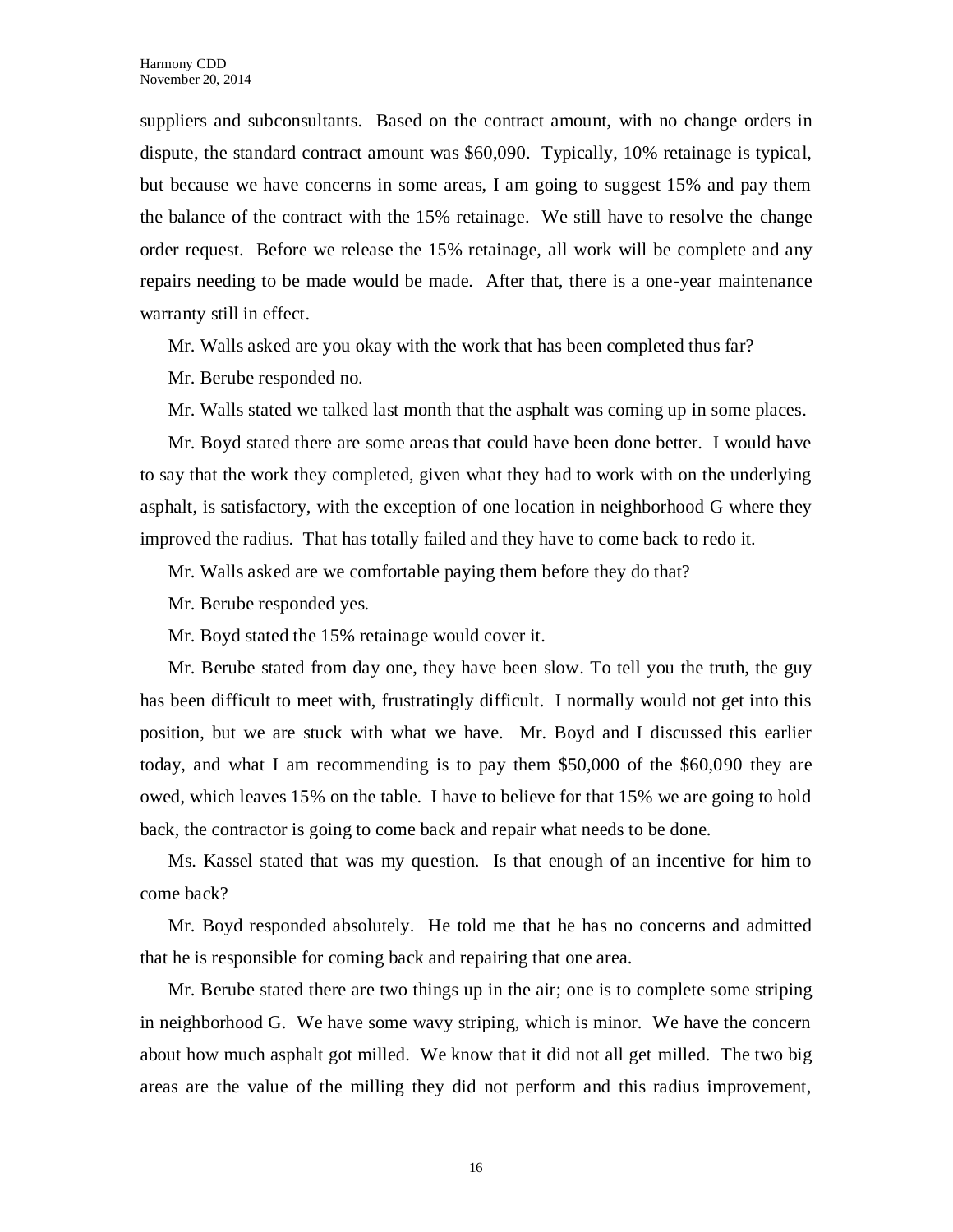suppliers and subconsultants. Based on the contract amount, with no change orders in dispute, the standard contract amount was $60,090. Typically, 10% retainage is typical, but because we have concerns in some areas, I am going to suggest 15% and pay them the balance of the contract with the 15% retainage. We still have to resolve the change order request. Before we release the 15% retainage, all work will be complete and any repairs needing to be made would be made. After that, there is a one-year maintenance warranty still in effect.

Mr. Walls asked are you okay with the work that has been completed thus far?

Mr. Berube responded no.

Mr. Walls stated we talked last month that the asphalt was coming up in some places.

Mr. Boyd stated there are some areas that could have been done better. I would have to say that the work they completed, given what they had to work with on the underlying asphalt, is satisfactory, with the exception of one location in neighborhood G where they improved the radius. That has totally failed and they have to come back to redo it.

Mr. Walls asked are we comfortable paying them before they do that?

Mr. Berube responded yes.

Mr. Boyd stated the 15% retainage would cover it.

Mr. Berube stated from day one, they have been slow. To tell you the truth, the guy has been difficult to meet with, frustratingly difficult. I normally would not get into this position, but we are stuck with what we have. Mr. Boyd and I discussed this earlier today, and what I am recommending is to pay them $50,000 of the $60,090 they are owed, which leaves 15% on the table. I have to believe for that 15% we are going to hold back, the contractor is going to come back and repair what needs to be done.

Ms. Kassel stated that was my question. Is that enough of an incentive for him to come back?

Mr. Boyd responded absolutely. He told me that he has no concerns and admitted that he is responsible for coming back and repairing that one area.

Mr. Berube stated there are two things up in the air; one is to complete some striping in neighborhood G. We have some wavy striping, which is minor. We have the concern about how much asphalt got milled. We know that it did not all get milled. The two big areas are the value of the milling they did not perform and this radius improvement,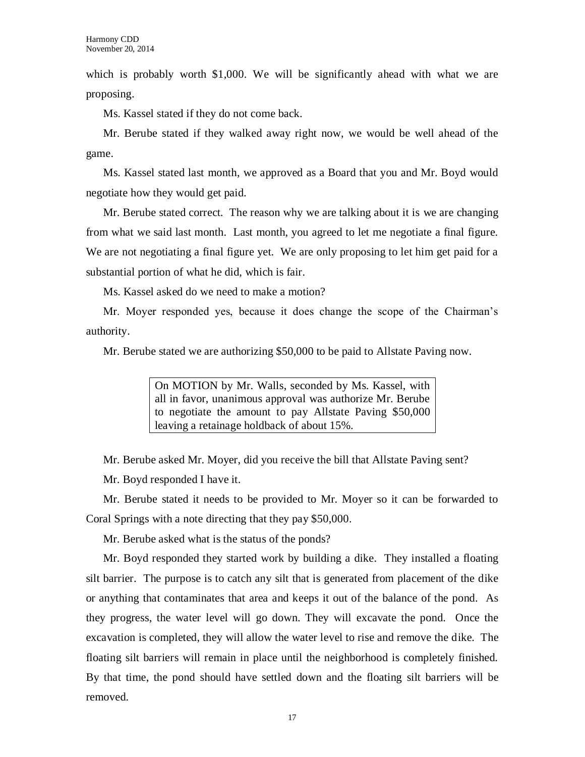which is probably worth $1,000. We will be significantly ahead with what we are proposing.

Ms. Kassel stated if they do not come back.

Mr. Berube stated if they walked away right now, we would be well ahead of the game.

Ms. Kassel stated last month, we approved as a Board that you and Mr. Boyd would negotiate how they would get paid.

Mr. Berube stated correct. The reason why we are talking about it is we are changing from what we said last month. Last month, you agreed to let me negotiate a final figure. We are not negotiating a final figure yet. We are only proposing to let him get paid for a substantial portion of what he did, which is fair.

Ms. Kassel asked do we need to make a motion?

Mr. Moyer responded yes, because it does change the scope of the Chairman's authority.

Mr. Berube stated we are authorizing $50,000 to be paid to Allstate Paving now.

| On MOTION by Mr. Walls, seconded by Ms. Kassel, with all in favor, unanimous approval was authorize Mr. Berube to negotiate the amount to pay Allstate Paving $50,000 leaving a retainage holdback of about 15%. |
|---|

Mr. Berube asked Mr. Moyer, did you receive the bill that Allstate Paving sent?

Mr. Boyd responded I have it.

Mr. Berube stated it needs to be provided to Mr. Moyer so it can be forwarded to Coral Springs with a note directing that they pay $50,000.

Mr. Berube asked what is the status of the ponds?

Mr. Boyd responded they started work by building a dike. They installed a floating silt barrier. The purpose is to catch any silt that is generated from placement of the dike or anything that contaminates that area and keeps it out of the balance of the pond. As they progress, the water level will go down. They will excavate the pond. Once the excavation is completed, they will allow the water level to rise and remove the dike. The floating silt barriers will remain in place until the neighborhood is completely finished. By that time, the pond should have settled down and the floating silt barriers will be removed.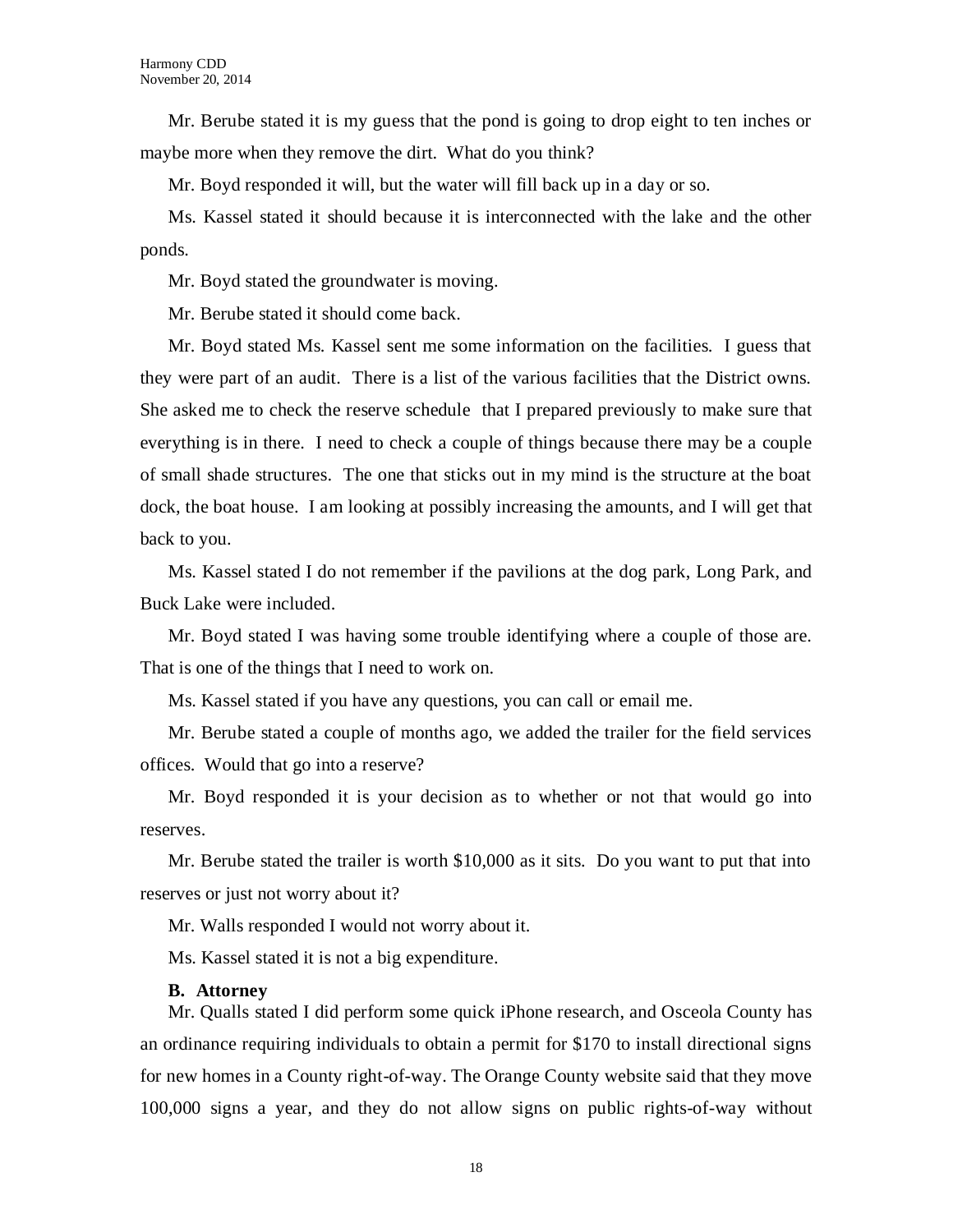Mr. Berube stated it is my guess that the pond is going to drop eight to ten inches or maybe more when they remove the dirt. What do you think?

Mr. Boyd responded it will, but the water will fill back up in a day or so.

Ms. Kassel stated it should because it is interconnected with the lake and the other ponds.

Mr. Boyd stated the groundwater is moving.

Mr. Berube stated it should come back.

Mr. Boyd stated Ms. Kassel sent me some information on the facilities. I guess that they were part of an audit. There is a list of the various facilities that the District owns. She asked me to check the reserve schedule that I prepared previously to make sure that everything is in there. I need to check a couple of things because there may be a couple of small shade structures. The one that sticks out in my mind is the structure at the boat dock, the boat house. I am looking at possibly increasing the amounts, and I will get that back to you.

Ms. Kassel stated I do not remember if the pavilions at the dog park, Long Park, and Buck Lake were included.

Mr. Boyd stated I was having some trouble identifying where a couple of those are. That is one of the things that I need to work on.

Ms. Kassel stated if you have any questions, you can call or email me.

Mr. Berube stated a couple of months ago, we added the trailer for the field services offices. Would that go into a reserve?

Mr. Boyd responded it is your decision as to whether or not that would go into reserves.

Mr. Berube stated the trailer is worth $10,000 as it sits. Do you want to put that into reserves or just not worry about it?

Mr. Walls responded I would not worry about it.

Ms. Kassel stated it is not a big expenditure.

**B. Attorney**

Mr. Qualls stated I did perform some quick iPhone research, and Osceola County has an ordinance requiring individuals to obtain a permit for $170 to install directional signs for new homes in a County right-of-way. The Orange County website said that they move 100,000 signs a year, and they do not allow signs on public rights-of-way without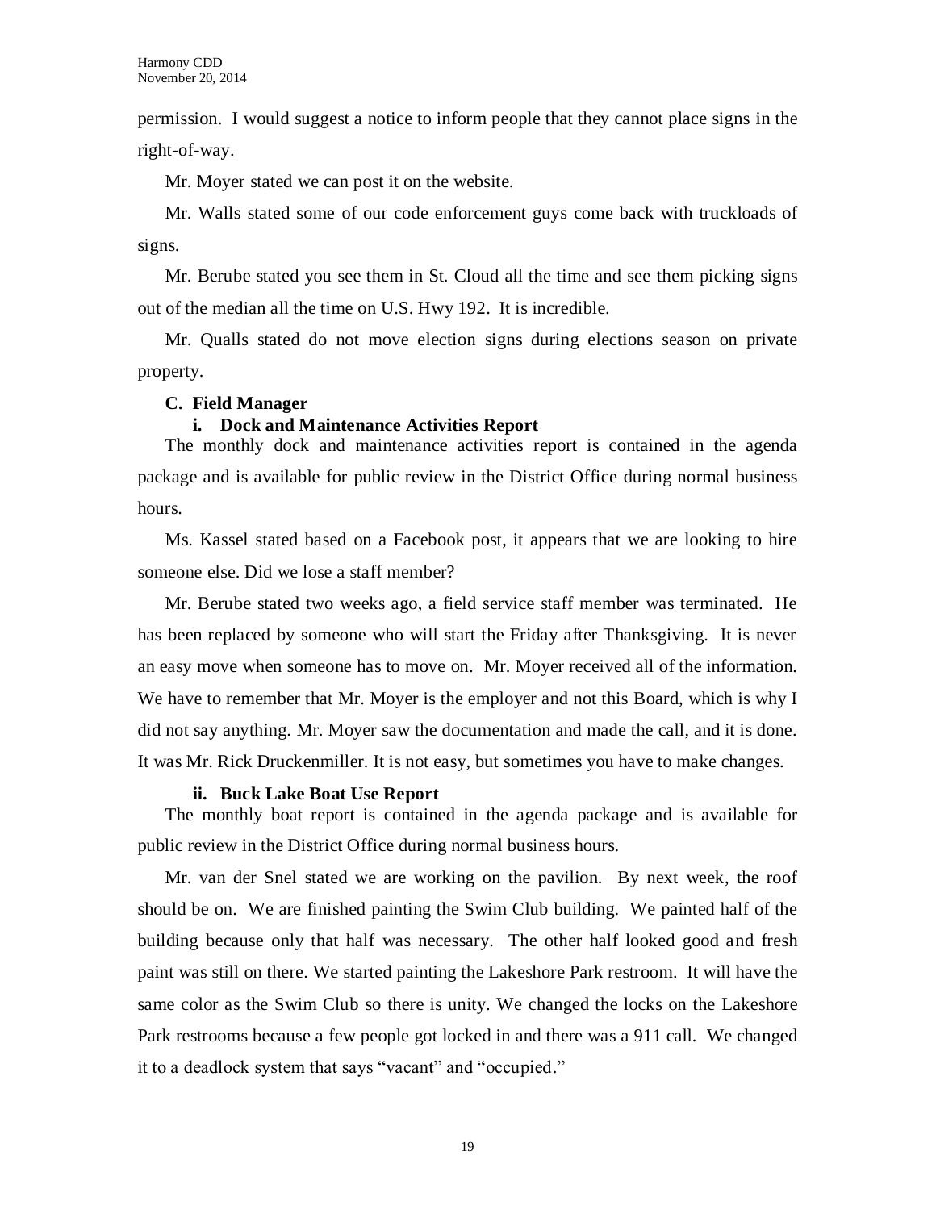permission. I would suggest a notice to inform people that they cannot place signs in the right-of-way.

Mr. Moyer stated we can post it on the website.

Mr. Walls stated some of our code enforcement guys come back with truckloads of signs.

Mr. Berube stated you see them in St. Cloud all the time and see them picking signs out of the median all the time on U.S. Hwy 192. It is incredible.

Mr. Qualls stated do not move election signs during elections season on private property.

**C. Field Manager**

**i. Dock and Maintenance Activities Report**

The monthly dock and maintenance activities report is contained in the agenda package and is available for public review in the District Office during normal business hours.

Ms. Kassel stated based on a Facebook post, it appears that we are looking to hire someone else. Did we lose a staff member?

Mr. Berube stated two weeks ago, a field service staff member was terminated. He has been replaced by someone who will start the Friday after Thanksgiving. It is never an easy move when someone has to move on. Mr. Moyer received all of the information. We have to remember that Mr. Moyer is the employer and not this Board, which is why I did not say anything. Mr. Moyer saw the documentation and made the call, and it is done. It was Mr. Rick Druckenmiller. It is not easy, but sometimes you have to make changes.

**ii. Buck Lake Boat Use Report**

The monthly boat report is contained in the agenda package and is available for public review in the District Office during normal business hours.

Mr. van der Snel stated we are working on the pavilion. By next week, the roof should be on. We are finished painting the Swim Club building. We painted half of the building because only that half was necessary. The other half looked good and fresh paint was still on there. We started painting the Lakeshore Park restroom. It will have the same color as the Swim Club so there is unity. We changed the locks on the Lakeshore Park restrooms because a few people got locked in and there was a 911 call. We changed it to a deadlock system that says "vacant" and "occupied."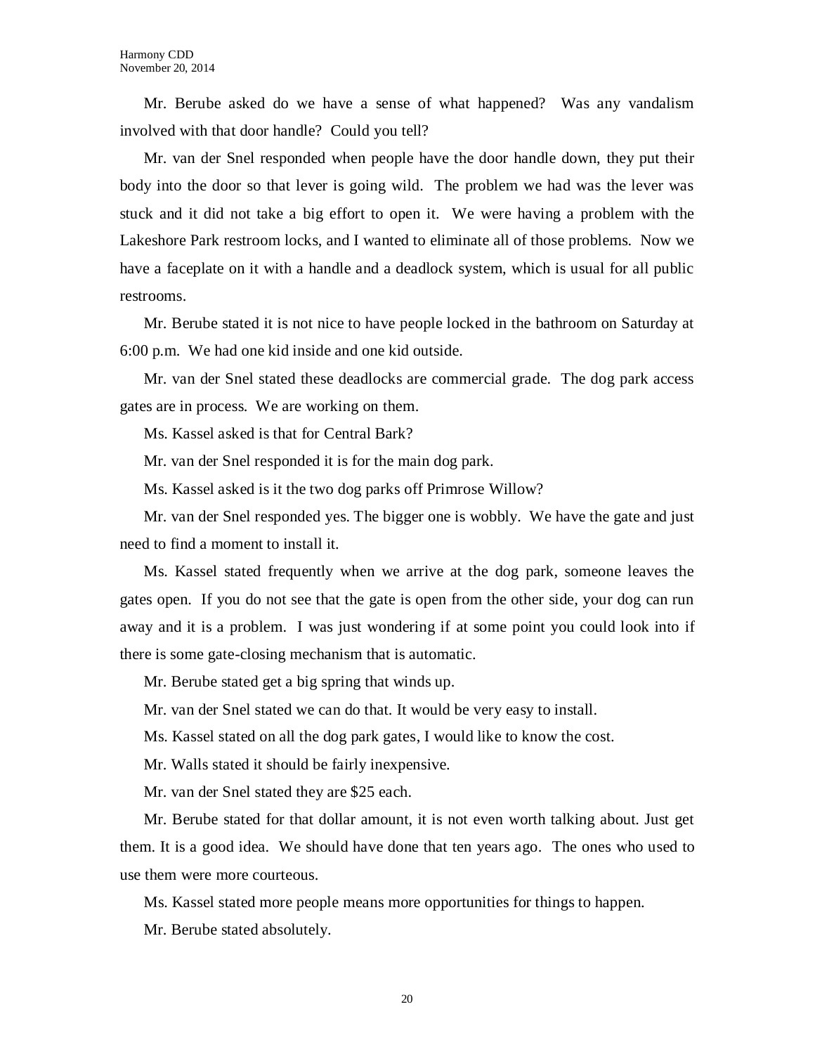Mr. Berube asked do we have a sense of what happened? Was any vandalism involved with that door handle? Could you tell?

Mr. van der Snel responded when people have the door handle down, they put their body into the door so that lever is going wild. The problem we had was the lever was stuck and it did not take a big effort to open it. We were having a problem with the Lakeshore Park restroom locks, and I wanted to eliminate all of those problems. Now we have a faceplate on it with a handle and a deadlock system, which is usual for all public restrooms.

Mr. Berube stated it is not nice to have people locked in the bathroom on Saturday at 6:00 p.m. We had one kid inside and one kid outside.

Mr. van der Snel stated these deadlocks are commercial grade. The dog park access gates are in process. We are working on them.

Ms. Kassel asked is that for Central Bark?

Mr. van der Snel responded it is for the main dog park.

Ms. Kassel asked is it the two dog parks off Primrose Willow?

Mr. van der Snel responded yes. The bigger one is wobbly. We have the gate and just need to find a moment to install it.

Ms. Kassel stated frequently when we arrive at the dog park, someone leaves the gates open. If you do not see that the gate is open from the other side, your dog can run away and it is a problem. I was just wondering if at some point you could look into if there is some gate-closing mechanism that is automatic.

Mr. Berube stated get a big spring that winds up.

Mr. van der Snel stated we can do that. It would be very easy to install.

Ms. Kassel stated on all the dog park gates, I would like to know the cost.

Mr. Walls stated it should be fairly inexpensive.

Mr. van der Snel stated they are $25 each.

Mr. Berube stated for that dollar amount, it is not even worth talking about. Just get them. It is a good idea. We should have done that ten years ago. The ones who used to use them were more courteous.

Ms. Kassel stated more people means more opportunities for things to happen.

Mr. Berube stated absolutely.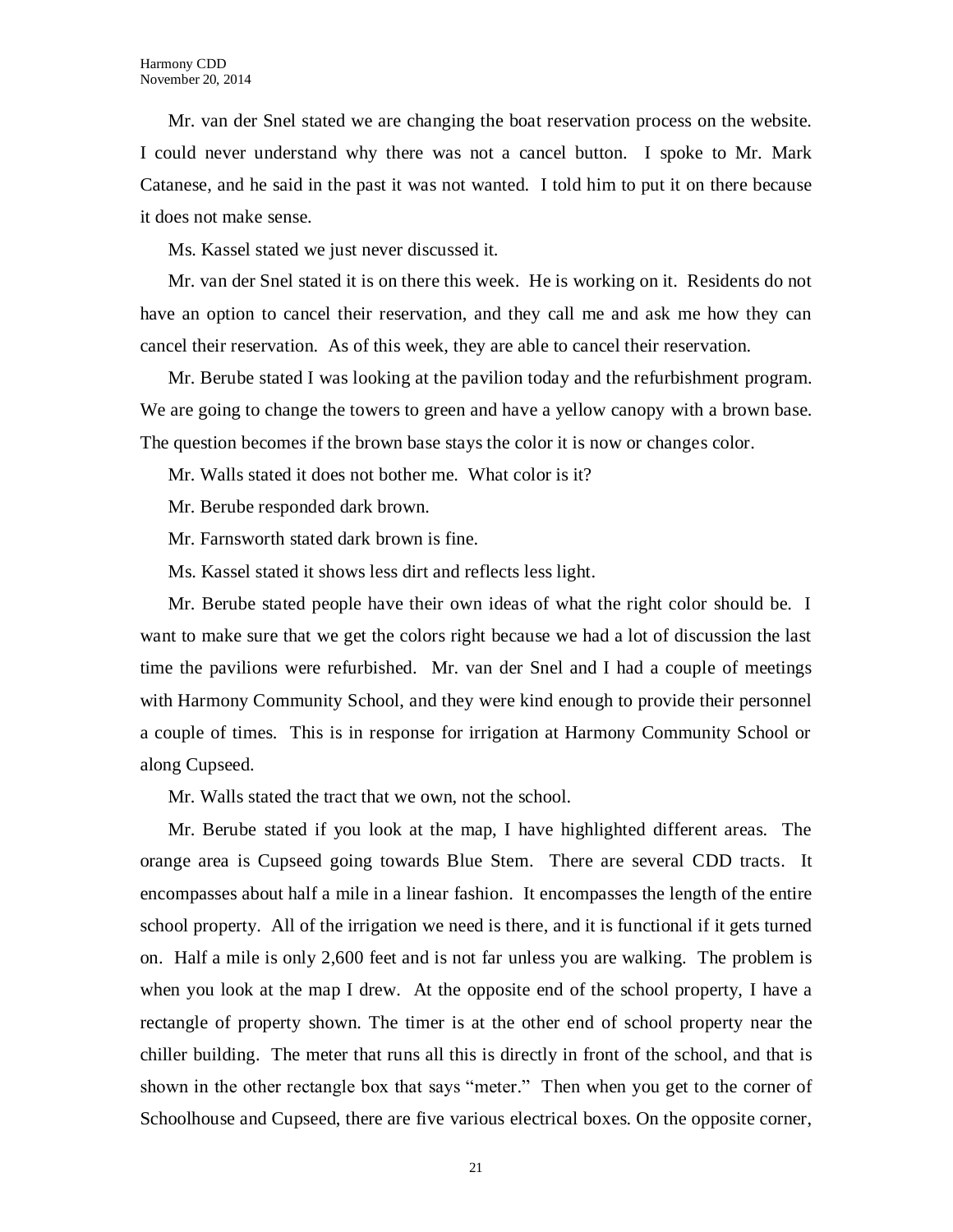Mr. van der Snel stated we are changing the boat reservation process on the website. I could never understand why there was not a cancel button. I spoke to Mr. Mark Catanese, and he said in the past it was not wanted. I told him to put it on there because it does not make sense.

Ms. Kassel stated we just never discussed it.

Mr. van der Snel stated it is on there this week. He is working on it. Residents do not have an option to cancel their reservation, and they call me and ask me how they can cancel their reservation. As of this week, they are able to cancel their reservation.

Mr. Berube stated I was looking at the pavilion today and the refurbishment program. We are going to change the towers to green and have a yellow canopy with a brown base. The question becomes if the brown base stays the color it is now or changes color.

Mr. Walls stated it does not bother me. What color is it?

Mr. Berube responded dark brown.

Mr. Farnsworth stated dark brown is fine.

Ms. Kassel stated it shows less dirt and reflects less light.

Mr. Berube stated people have their own ideas of what the right color should be. I want to make sure that we get the colors right because we had a lot of discussion the last time the pavilions were refurbished. Mr. van der Snel and I had a couple of meetings with Harmony Community School, and they were kind enough to provide their personnel a couple of times. This is in response for irrigation at Harmony Community School or along Cupseed.

Mr. Walls stated the tract that we own, not the school.

Mr. Berube stated if you look at the map, I have highlighted different areas. The orange area is Cupseed going towards Blue Stem. There are several CDD tracts. It encompasses about half a mile in a linear fashion. It encompasses the length of the entire school property. All of the irrigation we need is there, and it is functional if it gets turned on. Half a mile is only 2,600 feet and is not far unless you are walking. The problem is when you look at the map I drew. At the opposite end of the school property, I have a rectangle of property shown. The timer is at the other end of school property near the chiller building. The meter that runs all this is directly in front of the school, and that is shown in the other rectangle box that says "meter." Then when you get to the corner of Schoolhouse and Cupseed, there are five various electrical boxes. On the opposite corner,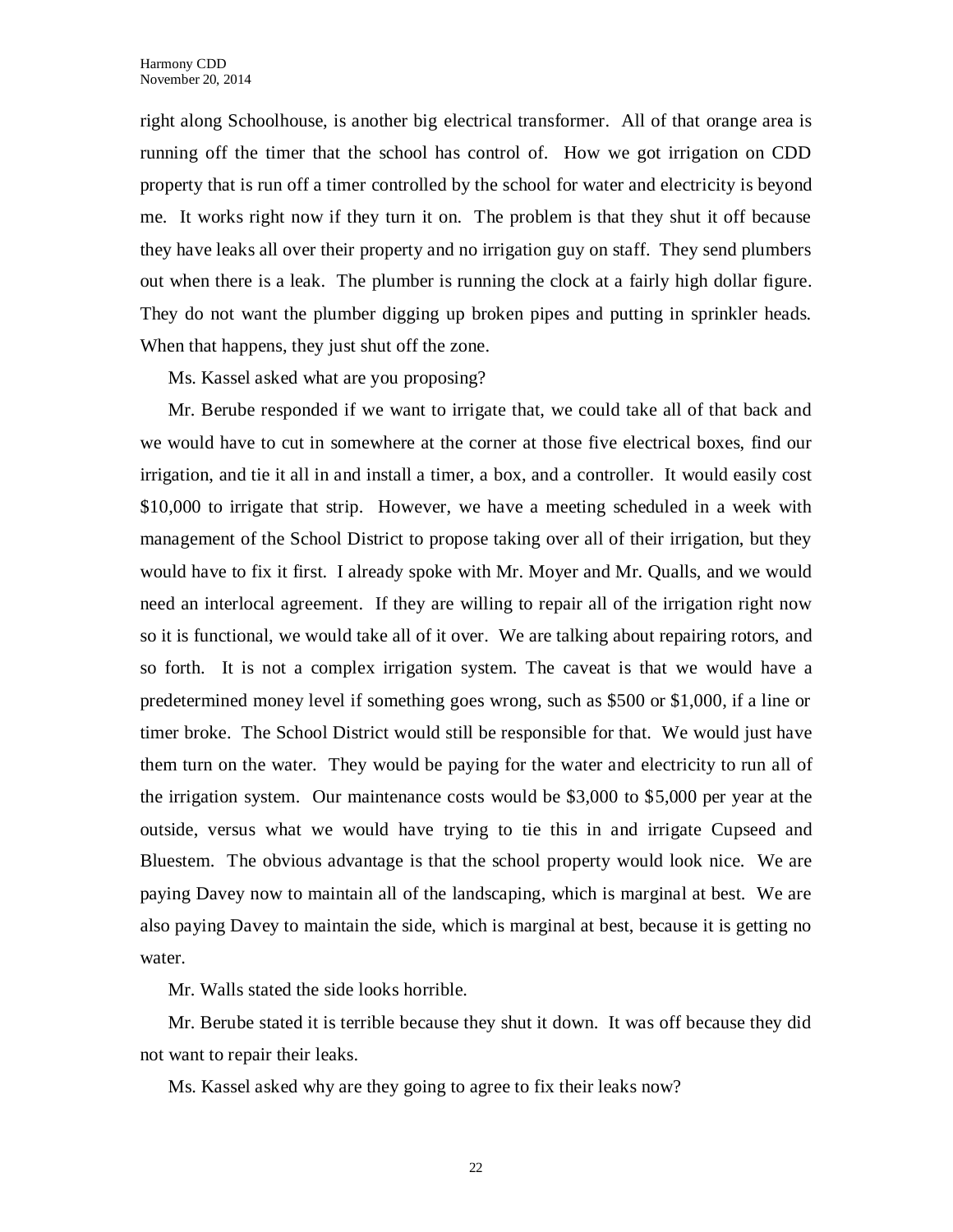right along Schoolhouse, is another big electrical transformer. All of that orange area is running off the timer that the school has control of. How we got irrigation on CDD property that is run off a timer controlled by the school for water and electricity is beyond me. It works right now if they turn it on. The problem is that they shut it off because they have leaks all over their property and no irrigation guy on staff. They send plumbers out when there is a leak. The plumber is running the clock at a fairly high dollar figure. They do not want the plumber digging up broken pipes and putting in sprinkler heads. When that happens, they just shut off the zone.

Ms. Kassel asked what are you proposing?

Mr. Berube responded if we want to irrigate that, we could take all of that back and we would have to cut in somewhere at the corner at those five electrical boxes, find our irrigation, and tie it all in and install a timer, a box, and a controller. It would easily cost $10,000 to irrigate that strip. However, we have a meeting scheduled in a week with management of the School District to propose taking over all of their irrigation, but they would have to fix it first. I already spoke with Mr. Moyer and Mr. Qualls, and we would need an interlocal agreement. If they are willing to repair all of the irrigation right now so it is functional, we would take all of it over. We are talking about repairing rotors, and so forth. It is not a complex irrigation system. The caveat is that we would have a predetermined money level if something goes wrong, such as $500 or $1,000, if a line or timer broke. The School District would still be responsible for that. We would just have them turn on the water. They would be paying for the water and electricity to run all of the irrigation system. Our maintenance costs would be $3,000 to $5,000 per year at the outside, versus what we would have trying to tie this in and irrigate Cupseed and Bluestem. The obvious advantage is that the school property would look nice. We are paying Davey now to maintain all of the landscaping, which is marginal at best. We are also paying Davey to maintain the side, which is marginal at best, because it is getting no water.

Mr. Walls stated the side looks horrible.

Mr. Berube stated it is terrible because they shut it down. It was off because they did not want to repair their leaks.

Ms. Kassel asked why are they going to agree to fix their leaks now?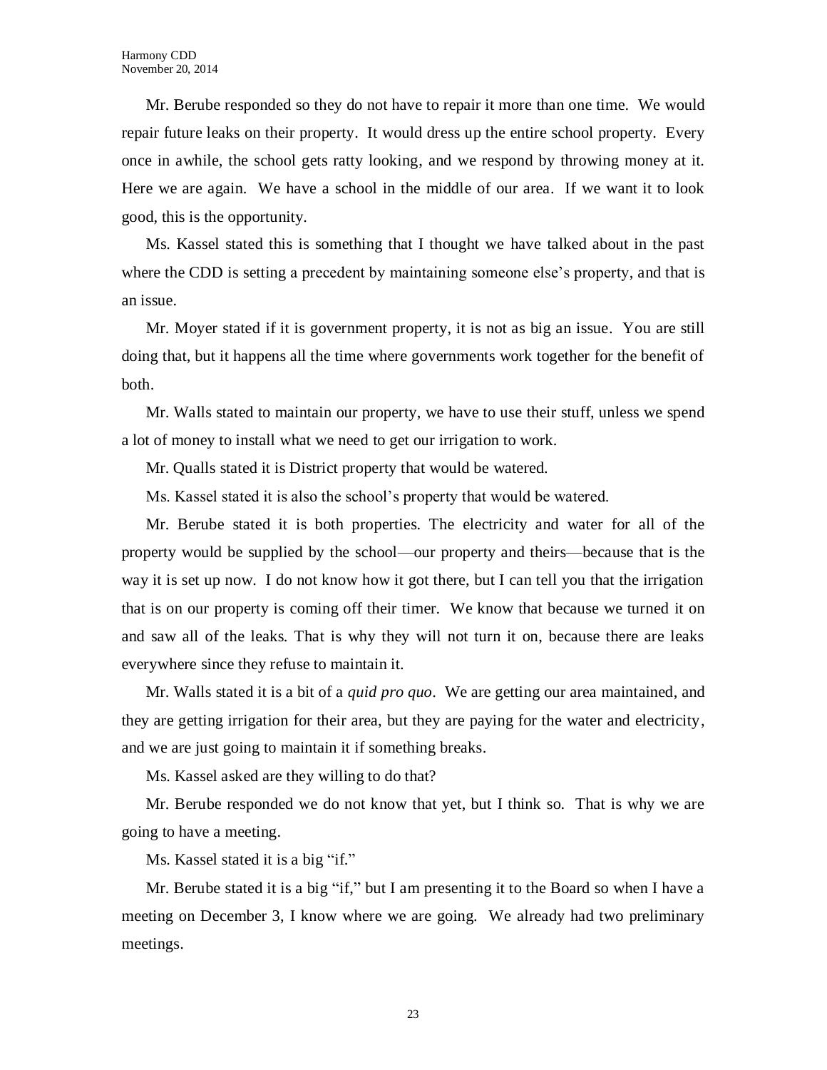Mr. Berube responded so they do not have to repair it more than one time. We would repair future leaks on their property. It would dress up the entire school property. Every once in awhile, the school gets ratty looking, and we respond by throwing money at it. Here we are again. We have a school in the middle of our area. If we want it to look good, this is the opportunity.

Ms. Kassel stated this is something that I thought we have talked about in the past where the CDD is setting a precedent by maintaining someone else's property, and that is an issue.

Mr. Moyer stated if it is government property, it is not as big an issue. You are still doing that, but it happens all the time where governments work together for the benefit of both.

Mr. Walls stated to maintain our property, we have to use their stuff, unless we spend a lot of money to install what we need to get our irrigation to work.

Mr. Qualls stated it is District property that would be watered.

Ms. Kassel stated it is also the school's property that would be watered.

Mr. Berube stated it is both properties. The electricity and water for all of the property would be supplied by the school—our property and theirs—because that is the way it is set up now. I do not know how it got there, but I can tell you that the irrigation that is on our property is coming off their timer. We know that because we turned it on and saw all of the leaks. That is why they will not turn it on, because there are leaks everywhere since they refuse to maintain it.

Mr. Walls stated it is a bit of a *quid pro quo*. We are getting our area maintained, and they are getting irrigation for their area, but they are paying for the water and electricity, and we are just going to maintain it if something breaks.

Ms. Kassel asked are they willing to do that?

Mr. Berube responded we do not know that yet, but I think so. That is why we are going to have a meeting.

Ms. Kassel stated it is a big "if."

Mr. Berube stated it is a big "if," but I am presenting it to the Board so when I have a meeting on December 3, I know where we are going. We already had two preliminary meetings.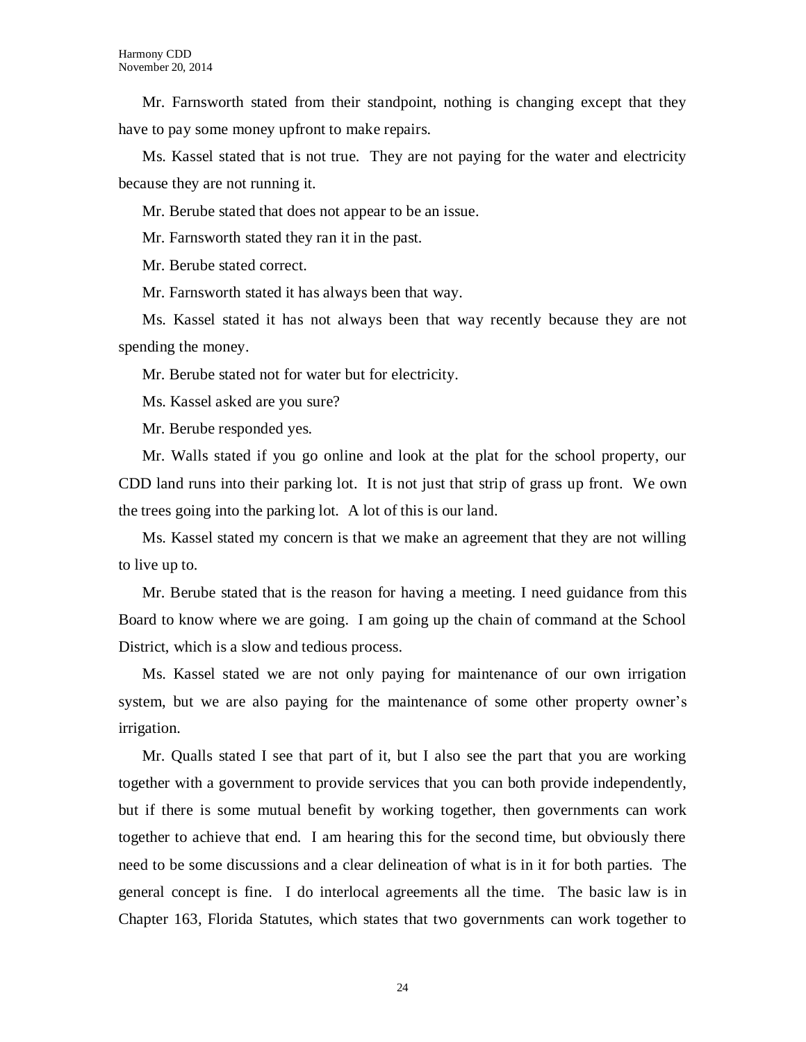Mr. Farnsworth stated from their standpoint, nothing is changing except that they have to pay some money upfront to make repairs.

Ms. Kassel stated that is not true. They are not paying for the water and electricity because they are not running it.

Mr. Berube stated that does not appear to be an issue.

Mr. Farnsworth stated they ran it in the past.

Mr. Berube stated correct.

Mr. Farnsworth stated it has always been that way.

Ms. Kassel stated it has not always been that way recently because they are not spending the money.

Mr. Berube stated not for water but for electricity.

Ms. Kassel asked are you sure?

Mr. Berube responded yes.

Mr. Walls stated if you go online and look at the plat for the school property, our CDD land runs into their parking lot. It is not just that strip of grass up front. We own the trees going into the parking lot. A lot of this is our land.

Ms. Kassel stated my concern is that we make an agreement that they are not willing to live up to.

Mr. Berube stated that is the reason for having a meeting. I need guidance from this Board to know where we are going. I am going up the chain of command at the School District, which is a slow and tedious process.

Ms. Kassel stated we are not only paying for maintenance of our own irrigation system, but we are also paying for the maintenance of some other property owner's irrigation.

Mr. Qualls stated I see that part of it, but I also see the part that you are working together with a government to provide services that you can both provide independently, but if there is some mutual benefit by working together, then governments can work together to achieve that end. I am hearing this for the second time, but obviously there need to be some discussions and a clear delineation of what is in it for both parties. The general concept is fine. I do interlocal agreements all the time. The basic law is in Chapter 163, Florida Statutes, which states that two governments can work together to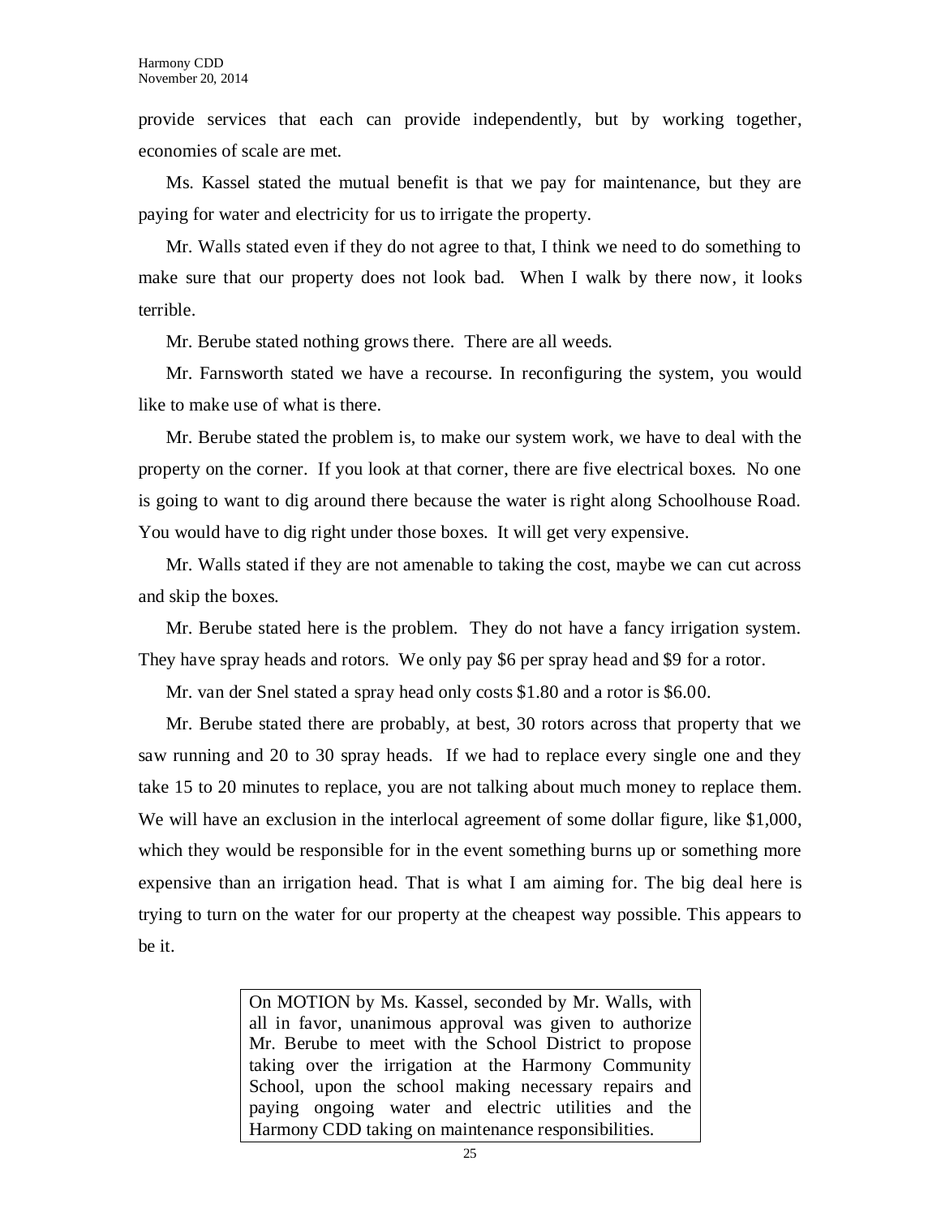provide services that each can provide independently, but by working together, economies of scale are met.

Ms. Kassel stated the mutual benefit is that we pay for maintenance, but they are paying for water and electricity for us to irrigate the property.

Mr. Walls stated even if they do not agree to that, I think we need to do something to make sure that our property does not look bad. When I walk by there now, it looks terrible.

Mr. Berube stated nothing grows there. There are all weeds.

Mr. Farnsworth stated we have a recourse. In reconfiguring the system, you would like to make use of what is there.

Mr. Berube stated the problem is, to make our system work, we have to deal with the property on the corner. If you look at that corner, there are five electrical boxes. No one is going to want to dig around there because the water is right along Schoolhouse Road. You would have to dig right under those boxes. It will get very expensive.

Mr. Walls stated if they are not amenable to taking the cost, maybe we can cut across and skip the boxes.

Mr. Berube stated here is the problem. They do not have a fancy irrigation system. They have spray heads and rotors. We only pay $6 per spray head and $9 for a rotor.

Mr. van der Snel stated a spray head only costs $1.80 and a rotor is $6.00.

Mr. Berube stated there are probably, at best, 30 rotors across that property that we saw running and 20 to 30 spray heads. If we had to replace every single one and they take 15 to 20 minutes to replace, you are not talking about much money to replace them. We will have an exclusion in the interlocal agreement of some dollar figure, like $1,000, which they would be responsible for in the event something burns up or something more expensive than an irrigation head. That is what I am aiming for. The big deal here is trying to turn on the water for our property at the cheapest way possible. This appears to be it.

> On MOTION by Ms. Kassel, seconded by Mr. Walls, with all in favor, unanimous approval was given to authorize Mr. Berube to meet with the School District to propose taking over the irrigation at the Harmony Community School, upon the school making necessary repairs and paying ongoing water and electric utilities and the Harmony CDD taking on maintenance responsibilities.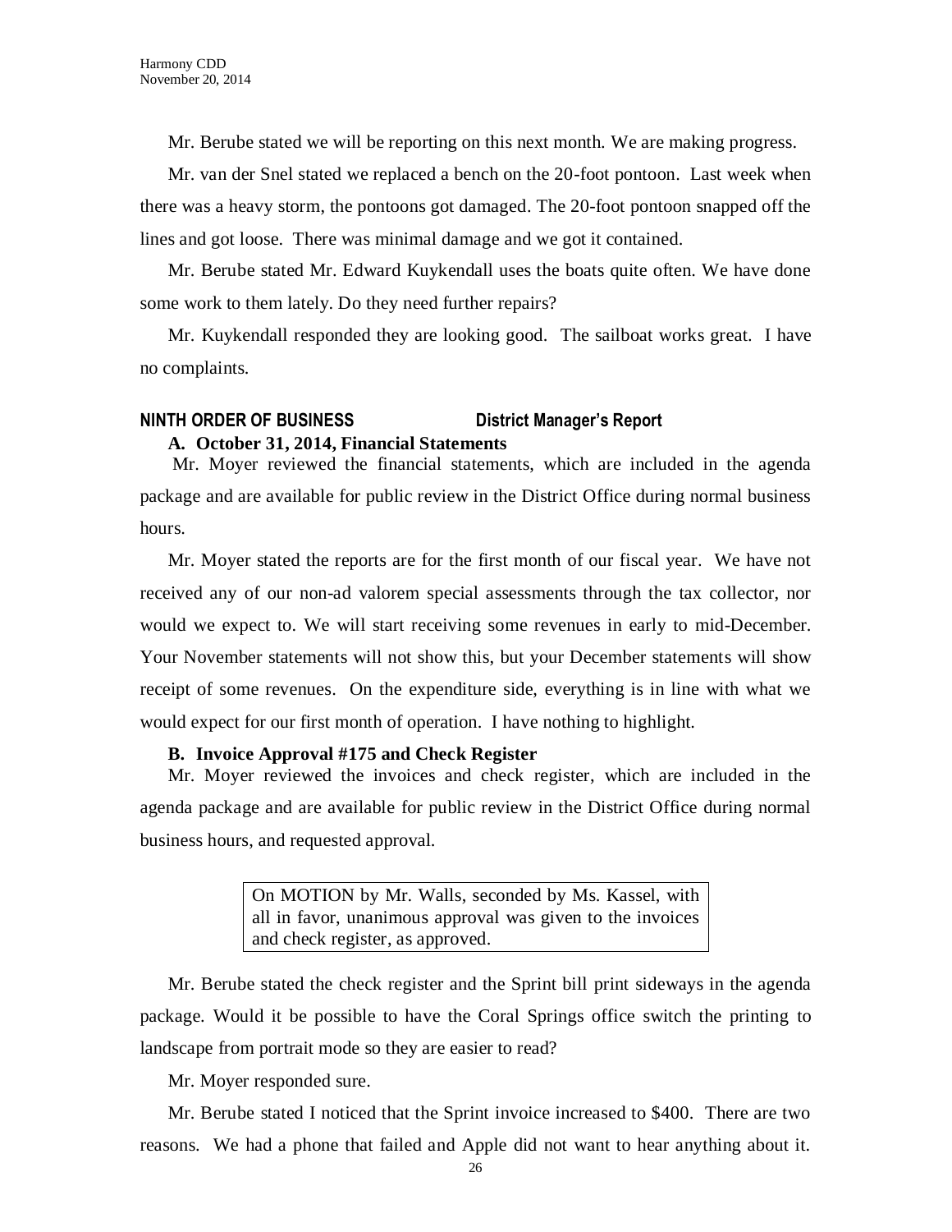Mr. Berube stated we will be reporting on this next month. We are making progress.

Mr. van der Snel stated we replaced a bench on the 20-foot pontoon. Last week when there was a heavy storm, the pontoons got damaged. The 20-foot pontoon snapped off the lines and got loose. There was minimal damage and we got it contained.

Mr. Berube stated Mr. Edward Kuykendall uses the boats quite often. We have done some work to them lately. Do they need further repairs?

Mr. Kuykendall responded they are looking good. The sailboat works great. I have no complaints.

## NINTH ORDER OF BUSINESS District Manager's Report

### A. October 31, 2014, Financial Statements

Mr. Moyer reviewed the financial statements, which are included in the agenda package and are available for public review in the District Office during normal business hours.

Mr. Moyer stated the reports are for the first month of our fiscal year. We have not received any of our non-ad valorem special assessments through the tax collector, nor would we expect to. We will start receiving some revenues in early to mid-December. Your November statements will not show this, but your December statements will show receipt of some revenues. On the expenditure side, everything is in line with what we would expect for our first month of operation. I have nothing to highlight.

### B. Invoice Approval #175 and Check Register

Mr. Moyer reviewed the invoices and check register, which are included in the agenda package and are available for public review in the District Office during normal business hours, and requested approval.

> On MOTION by Mr. Walls, seconded by Ms. Kassel, with all in favor, unanimous approval was given to the invoices and check register, as approved.

Mr. Berube stated the check register and the Sprint bill print sideways in the agenda package. Would it be possible to have the Coral Springs office switch the printing to landscape from portrait mode so they are easier to read?

Mr. Moyer responded sure.

Mr. Berube stated I noticed that the Sprint invoice increased to $400. There are two reasons. We had a phone that failed and Apple did not want to hear anything about it.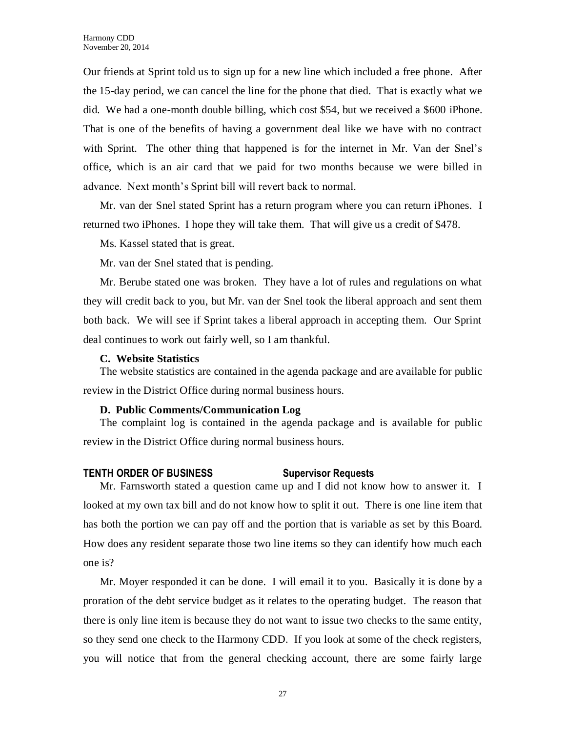Our friends at Sprint told us to sign up for a new line which included a free phone. After the 15-day period, we can cancel the line for the phone that died. That is exactly what we did. We had a one-month double billing, which cost $54, but we received a $600 iPhone. That is one of the benefits of having a government deal like we have with no contract with Sprint. The other thing that happened is for the internet in Mr. Van der Snel's office, which is an air card that we paid for two months because we were billed in advance. Next month's Sprint bill will revert back to normal.

Mr. van der Snel stated Sprint has a return program where you can return iPhones. I returned two iPhones. I hope they will take them. That will give us a credit of $478.

Ms. Kassel stated that is great.

Mr. van der Snel stated that is pending.

Mr. Berube stated one was broken. They have a lot of rules and regulations on what they will credit back to you, but Mr. van der Snel took the liberal approach and sent them both back. We will see if Sprint takes a liberal approach in accepting them. Our Sprint deal continues to work out fairly well, so I am thankful.

**C. Website Statistics**

The website statistics are contained in the agenda package and are available for public review in the District Office during normal business hours.

**D. Public Comments/Communication Log**

The complaint log is contained in the agenda package and is available for public review in the District Office during normal business hours.

**TENTH ORDER OF BUSINESS Supervisor Requests**

Mr. Farnsworth stated a question came up and I did not know how to answer it. I looked at my own tax bill and do not know how to split it out. There is one line item that has both the portion we can pay off and the portion that is variable as set by this Board. How does any resident separate those two line items so they can identify how much each one is?

Mr. Moyer responded it can be done. I will email it to you. Basically it is done by a proration of the debt service budget as it relates to the operating budget. The reason that there is only line item is because they do not want to issue two checks to the same entity, so they send one check to the Harmony CDD. If you look at some of the check registers, you will notice that from the general checking account, there are some fairly large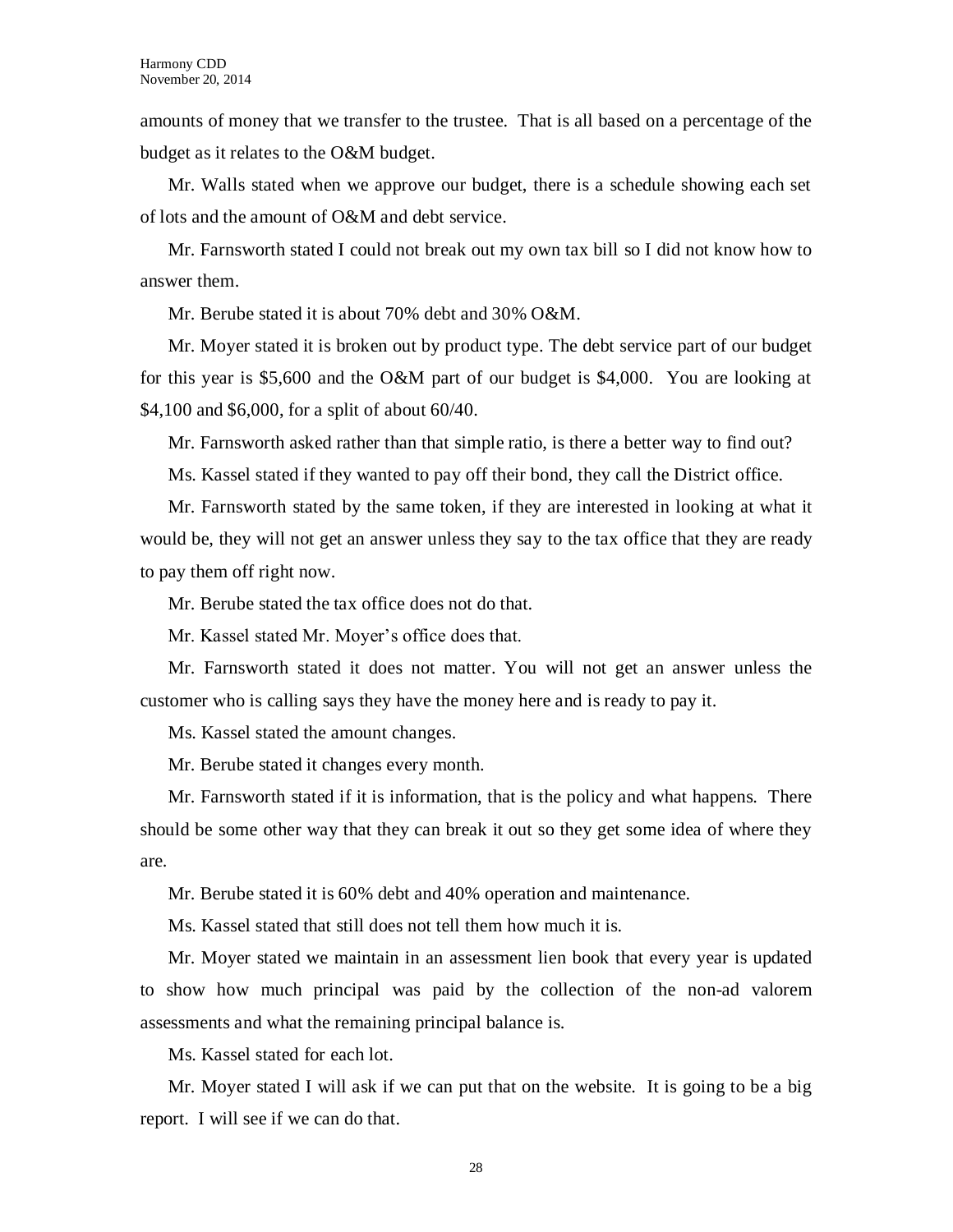amounts of money that we transfer to the trustee. That is all based on a percentage of the budget as it relates to the O&M budget.

Mr. Walls stated when we approve our budget, there is a schedule showing each set of lots and the amount of O&M and debt service.

Mr. Farnsworth stated I could not break out my own tax bill so I did not know how to answer them.

Mr. Berube stated it is about 70% debt and 30% O&M.

Mr. Moyer stated it is broken out by product type. The debt service part of our budget for this year is $5,600 and the O&M part of our budget is $4,000. You are looking at $4,100 and $6,000, for a split of about 60/40.

Mr. Farnsworth asked rather than that simple ratio, is there a better way to find out?

Ms. Kassel stated if they wanted to pay off their bond, they call the District office.

Mr. Farnsworth stated by the same token, if they are interested in looking at what it would be, they will not get an answer unless they say to the tax office that they are ready to pay them off right now.

Mr. Berube stated the tax office does not do that.

Mr. Kassel stated Mr. Moyer's office does that.

Mr. Farnsworth stated it does not matter. You will not get an answer unless the customer who is calling says they have the money here and is ready to pay it.

Ms. Kassel stated the amount changes.

Mr. Berube stated it changes every month.

Mr. Farnsworth stated if it is information, that is the policy and what happens. There should be some other way that they can break it out so they get some idea of where they are.

Mr. Berube stated it is 60% debt and 40% operation and maintenance.

Ms. Kassel stated that still does not tell them how much it is.

Mr. Moyer stated we maintain in an assessment lien book that every year is updated to show how much principal was paid by the collection of the non-ad valorem assessments and what the remaining principal balance is.

Ms. Kassel stated for each lot.

Mr. Moyer stated I will ask if we can put that on the website. It is going to be a big report. I will see if we can do that.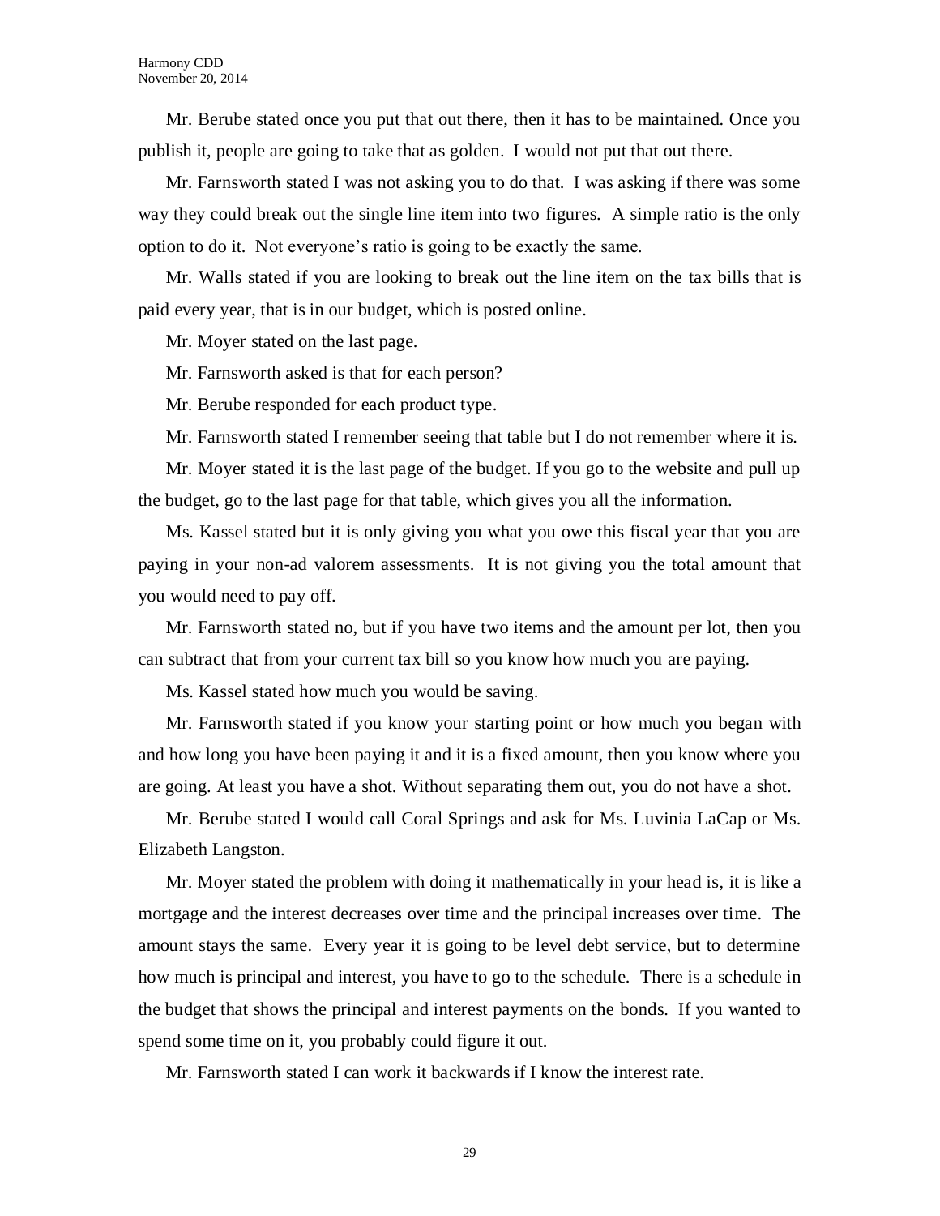Mr. Berube stated once you put that out there, then it has to be maintained. Once you publish it, people are going to take that as golden. I would not put that out there.

Mr. Farnsworth stated I was not asking you to do that. I was asking if there was some way they could break out the single line item into two figures. A simple ratio is the only option to do it. Not everyone's ratio is going to be exactly the same.

Mr. Walls stated if you are looking to break out the line item on the tax bills that is paid every year, that is in our budget, which is posted online.

Mr. Moyer stated on the last page.

Mr. Farnsworth asked is that for each person?

Mr. Berube responded for each product type.

Mr. Farnsworth stated I remember seeing that table but I do not remember where it is.

Mr. Moyer stated it is the last page of the budget. If you go to the website and pull up the budget, go to the last page for that table, which gives you all the information.

Ms. Kassel stated but it is only giving you what you owe this fiscal year that you are paying in your non-ad valorem assessments. It is not giving you the total amount that you would need to pay off.

Mr. Farnsworth stated no, but if you have two items and the amount per lot, then you can subtract that from your current tax bill so you know how much you are paying.

Ms. Kassel stated how much you would be saving.

Mr. Farnsworth stated if you know your starting point or how much you began with and how long you have been paying it and it is a fixed amount, then you know where you are going. At least you have a shot. Without separating them out, you do not have a shot.

Mr. Berube stated I would call Coral Springs and ask for Ms. Luvinia LaCap or Ms. Elizabeth Langston.

Mr. Moyer stated the problem with doing it mathematically in your head is, it is like a mortgage and the interest decreases over time and the principal increases over time. The amount stays the same. Every year it is going to be level debt service, but to determine how much is principal and interest, you have to go to the schedule. There is a schedule in the budget that shows the principal and interest payments on the bonds. If you wanted to spend some time on it, you probably could figure it out.

Mr. Farnsworth stated I can work it backwards if I know the interest rate.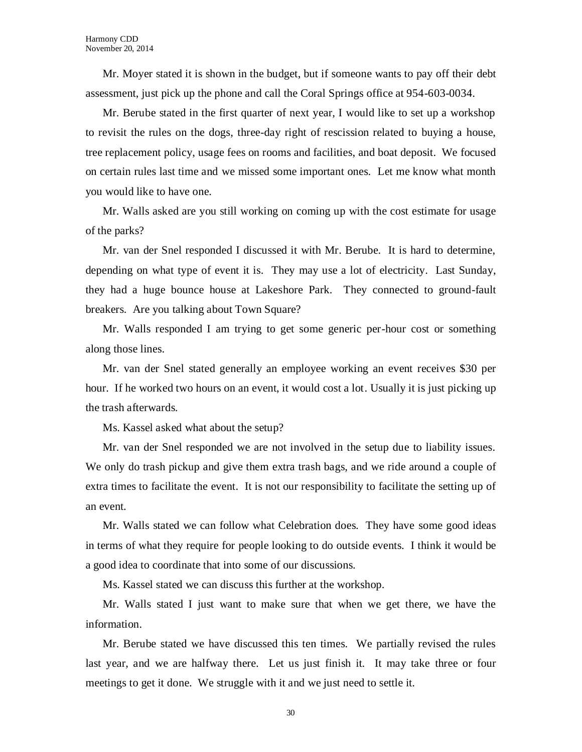Mr. Moyer stated it is shown in the budget, but if someone wants to pay off their debt assessment, just pick up the phone and call the Coral Springs office at 954-603-0034.

Mr. Berube stated in the first quarter of next year, I would like to set up a workshop to revisit the rules on the dogs, three-day right of rescission related to buying a house, tree replacement policy, usage fees on rooms and facilities, and boat deposit. We focused on certain rules last time and we missed some important ones. Let me know what month you would like to have one.

Mr. Walls asked are you still working on coming up with the cost estimate for usage of the parks?

Mr. van der Snel responded I discussed it with Mr. Berube. It is hard to determine, depending on what type of event it is. They may use a lot of electricity. Last Sunday, they had a huge bounce house at Lakeshore Park. They connected to ground-fault breakers. Are you talking about Town Square?

Mr. Walls responded I am trying to get some generic per-hour cost or something along those lines.

Mr. van der Snel stated generally an employee working an event receives $30 per hour. If he worked two hours on an event, it would cost a lot. Usually it is just picking up the trash afterwards.

Ms. Kassel asked what about the setup?

Mr. van der Snel responded we are not involved in the setup due to liability issues. We only do trash pickup and give them extra trash bags, and we ride around a couple of extra times to facilitate the event. It is not our responsibility to facilitate the setting up of an event.

Mr. Walls stated we can follow what Celebration does. They have some good ideas in terms of what they require for people looking to do outside events. I think it would be a good idea to coordinate that into some of our discussions.

Ms. Kassel stated we can discuss this further at the workshop.

Mr. Walls stated I just want to make sure that when we get there, we have the information.

Mr. Berube stated we have discussed this ten times. We partially revised the rules last year, and we are halfway there. Let us just finish it. It may take three or four meetings to get it done. We struggle with it and we just need to settle it.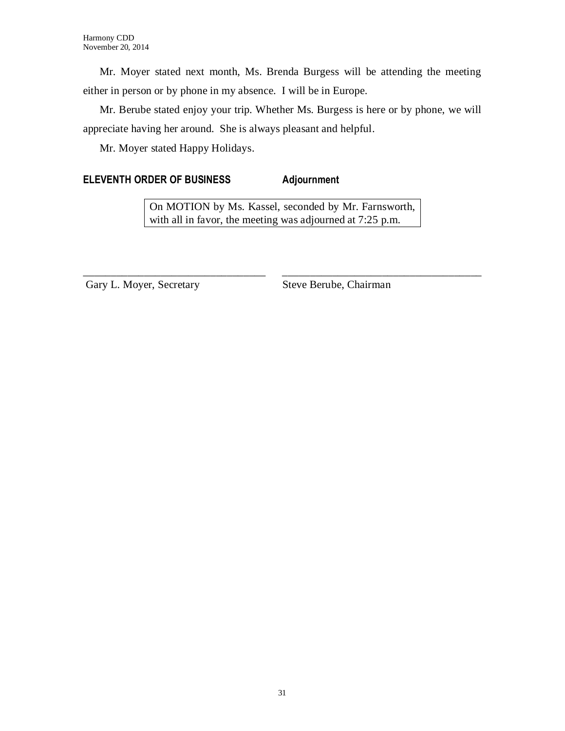Mr. Moyer stated next month, Ms. Brenda Burgess will be attending the meeting either in person or by phone in my absence. I will be in Europe.

Mr. Berube stated enjoy your trip. Whether Ms. Burgess is here or by phone, we will appreciate having her around. She is always pleasant and helpful.

Mr. Moyer stated Happy Holidays.

**ELEVENTH ORDER OF BUSINESS Adjournment**

> On MOTION by Ms. Kassel, seconded by Mr. Farnsworth, with all in favor, the meeting was adjourned at 7:25 p.m.

\_\_\_\_\_\_\_\_\_\_\_\_\_\_\_\_\_\_\_\_\_\_\_\_\_\_\_\_\_\_\_\_\_\_
Gary L. Moyer, Secretary

\_\_\_\_\_\_\_\_\_\_\_\_\_\_\_\_\_\_\_\_\_\_\_\_\_\_\_\_\_\_\_\_\_\_
Steve Berube, Chairman